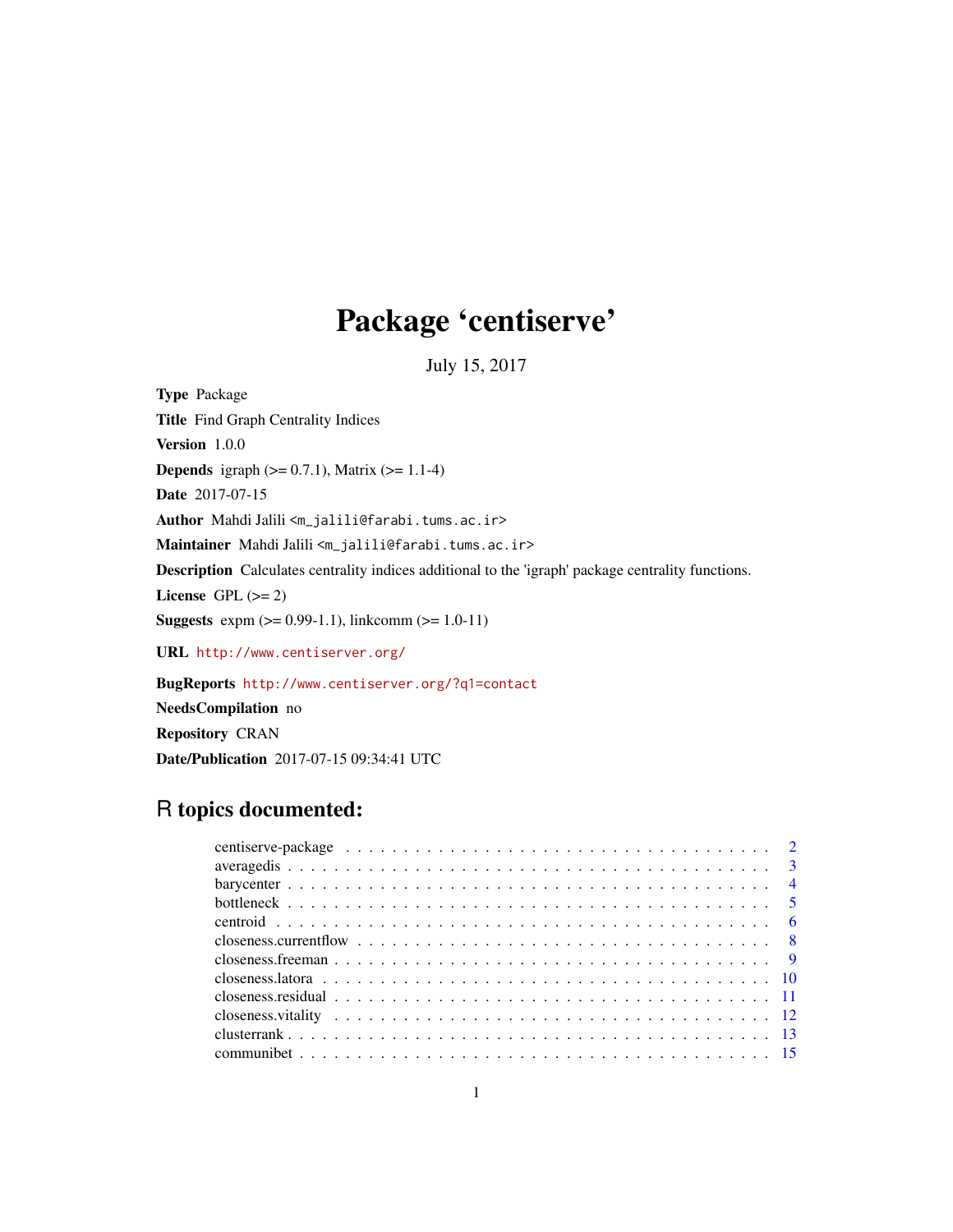# Package 'centiserve'

July 15, 2017

**Type** Package

**Title** Find Graph Centrality Indices

**Version** 1.0.0

**Depends** igraph (>= 0.7.1), Matrix (>= 1.1-4)

**Date** 2017-07-15

**Author** Mahdi Jalili <m_jalili@farabi.tums.ac.ir>

**Maintainer** Mahdi Jalili <m_jalili@farabi.tums.ac.ir>

**Description** Calculates centrality indices additional to the 'igraph' package centrality functions.

**License** GPL (>= 2)

**Suggests** expm (>= 0.99-1.1), linkcomm (>= 1.0-11)

**URL** http://www.centiserver.org/

**BugReports** http://www.centiserver.org/?q1=contact

**NeedsCompilation** no

**Repository** CRAN

**Date/Publication** 2017-07-15 09:34:41 UTC

## R topics documented:

- centiserve-package . . . . . . . . . . . . . . . . . . . . . . . . . . . . . . . . . . . . . . 2
- averagedis . . . . . . . . . . . . . . . . . . . . . . . . . . . . . . . . . . . . . . . . . . 3
- barycenter . . . . . . . . . . . . . . . . . . . . . . . . . . . . . . . . . . . . . . . . . . 4
- bottleneck . . . . . . . . . . . . . . . . . . . . . . . . . . . . . . . . . . . . . . . . . . 5
- centroid . . . . . . . . . . . . . . . . . . . . . . . . . . . . . . . . . . . . . . . . . . . 6
- closeness.currentflow . . . . . . . . . . . . . . . . . . . . . . . . . . . . . . . . . . . . 8
- closeness.freeman . . . . . . . . . . . . . . . . . . . . . . . . . . . . . . . . . . . . . . 9
- closeness.latora . . . . . . . . . . . . . . . . . . . . . . . . . . . . . . . . . . . . . . . 10
- closeness.residual . . . . . . . . . . . . . . . . . . . . . . . . . . . . . . . . . . . . . . 11
- closeness.vitality . . . . . . . . . . . . . . . . . . . . . . . . . . . . . . . . . . . . . . 12
- clusterrank . . . . . . . . . . . . . . . . . . . . . . . . . . . . . . . . . . . . . . . . . 13
- communibet . . . . . . . . . . . . . . . . . . . . . . . . . . . . . . . . . . . . . . . . . 15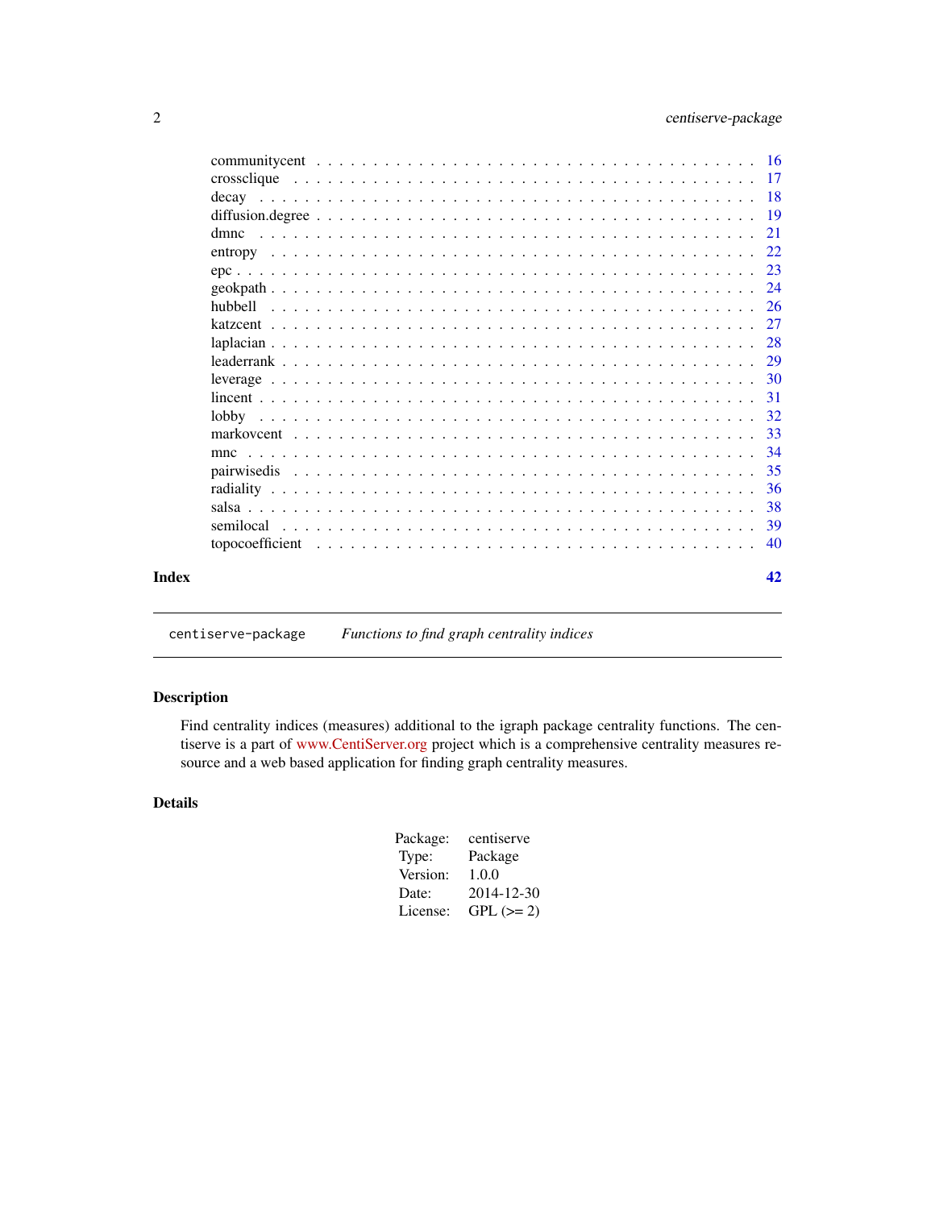| | |
|---|---|
| communitycent | 16 |
| crossclique | 17 |
| decay | 18 |
| diffusion.degree | 19 |
| dmnc | 21 |
| entropy | 22 |
| epc | 23 |
| geokpath | 24 |
| hubbell | 26 |
| katzcent | 27 |
| laplacian | 28 |
| leaderrank | 29 |
| leverage | 30 |
| lincent | 31 |
| lobby | 32 |
| markovcent | 33 |
| mnc | 34 |
| pairwisedis | 35 |
| radiality | 36 |
| salsa | 38 |
| semilocal | 39 |
| topocoefficient | 40 |

**Index** **42**

---

`centiserve-package` *Functions to find graph centrality indices*

---

## Description

Find centrality indices (measures) additional to the igraph package centrality functions. The centiserve is a part of www.CentiServer.org project which is a comprehensive centrality measures resource and a web based application for finding graph centrality measures.

## Details

| | |
|---|---|
| Package: | centiserve |
| Type: | Package |
| Version: | 1.0.0 |
| Date: | 2014-12-30 |
| License: | GPL (>= 2) |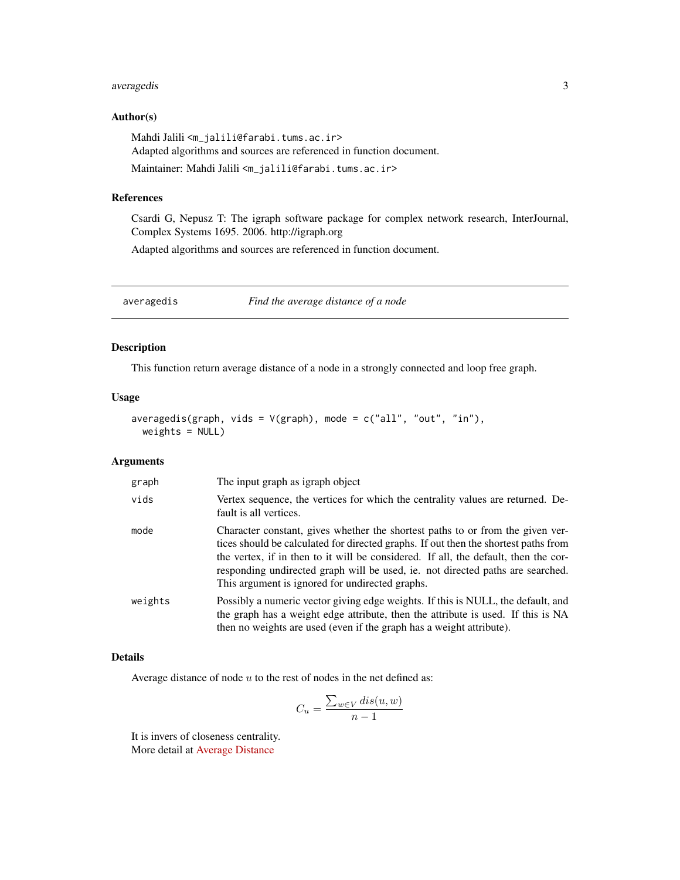## Author(s)

Mahdi Jalili <m_jalili@farabi.tums.ac.ir>
Adapted algorithms and sources are referenced in function document.

Maintainer: Mahdi Jalili <m_jalili@farabi.tums.ac.ir>

## References

Csardi G, Nepusz T: The igraph software package for complex network research, InterJournal, Complex Systems 1695. 2006. http://igraph.org

Adapted algorithms and sources are referenced in function document.

---

# averagedis — *Find the average distance of a node*

---

## Description

This function return average distance of a node in a strongly connected and loop free graph.

## Usage

```
averagedis(graph, vids = V(graph), mode = c("all", "out", "in"),
  weights = NULL)
```

## Arguments

| | |
|---|---|
| graph | The input graph as igraph object |
| vids | Vertex sequence, the vertices for which the centrality values are returned. Default is all vertices. |
| mode | Character constant, gives whether the shortest paths to or from the given vertices should be calculated for directed graphs. If out then the shortest paths from the vertex, if in then to it will be considered. If all, the default, then the corresponding undirected graph will be used, ie. not directed paths are searched. This argument is ignored for undirected graphs. |
| weights | Possibly a numeric vector giving edge weights. If this is NULL, the default, and the graph has a weight edge attribute, then the attribute is used. If this is NA then no weights are used (even if the graph has a weight attribute). |

## Details

Average distance of node $u$ to the rest of nodes in the net defined as:

$$C_u = \frac{\sum_{w \in V} dis(u, w)}{n - 1}$$

It is invers of closeness centrality.
More detail at Average Distance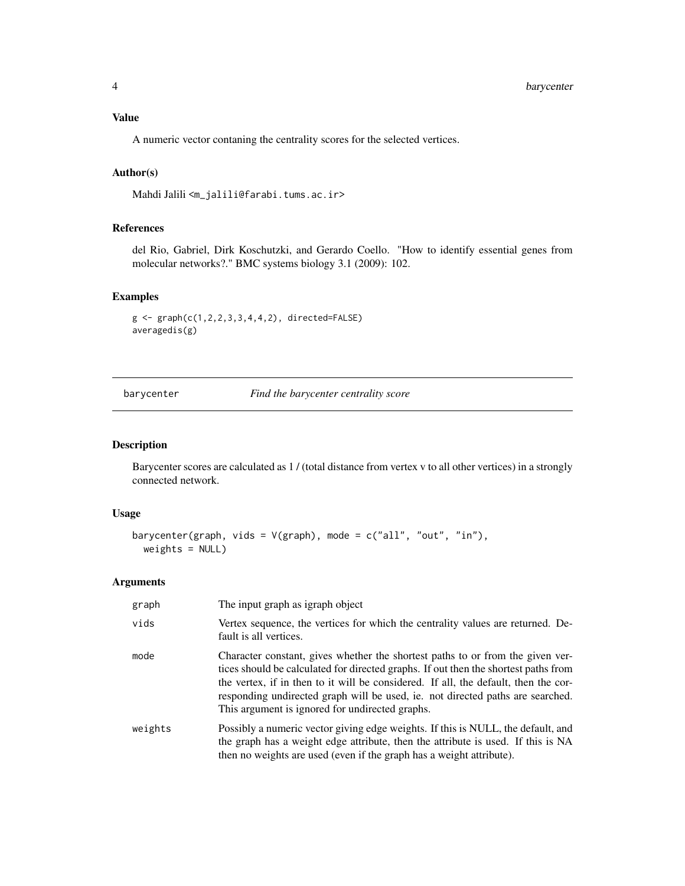### Value

A numeric vector contaning the centrality scores for the selected vertices.

### Author(s)

Mahdi Jalili <m_jalili@farabi.tums.ac.ir>

### References

del Rio, Gabriel, Dirk Koschutzki, and Gerardo Coello. "How to identify essential genes from molecular networks?." BMC systems biology 3.1 (2009): 102.

### Examples

```
g <- graph(c(1,2,2,3,3,4,4,2), directed=FALSE)
averagedis(g)
```

---

## barycenter *Find the barycenter centrality score*

---

### Description

Barycenter scores are calculated as 1 / (total distance from vertex v to all other vertices) in a strongly connected network.

### Usage

```
barycenter(graph, vids = V(graph), mode = c("all", "out", "in"),
  weights = NULL)
```

### Arguments

| | |
|---|---|
| graph | The input graph as igraph object |
| vids | Vertex sequence, the vertices for which the centrality values are returned. Default is all vertices. |
| mode | Character constant, gives whether the shortest paths to or from the given vertices should be calculated for directed graphs. If out then the shortest paths from the vertex, if in then to it will be considered. If all, the default, then the corresponding undirected graph will be used, ie. not directed paths are searched. This argument is ignored for undirected graphs. |
| weights | Possibly a numeric vector giving edge weights. If this is NULL, the default, and the graph has a weight edge attribute, then the attribute is used. If this is NA then no weights are used (even if the graph has a weight attribute). |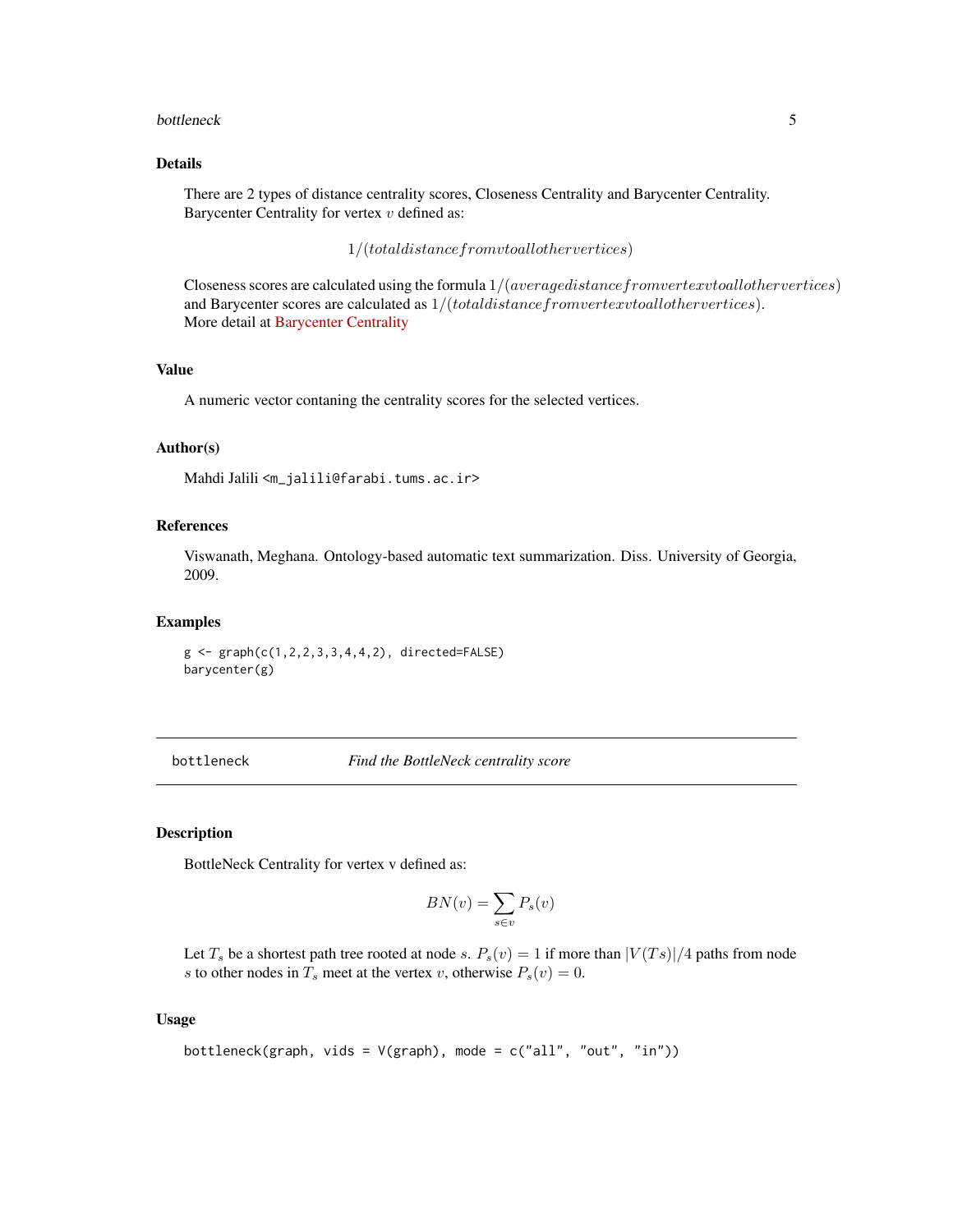## Details

There are 2 types of distance centrality scores, Closeness Centrality and Barycenter Centrality. Barycenter Centrality for vertex $v$ defined as:

$$1/(total distance from v to all other vertices)$$

Closeness scores are calculated using the formula $1/(average distance from vertex v to all other vertices)$ and Barycenter scores are calculated as $1/(total distance from vertex v to all other vertices)$.
More detail at Barycenter Centrality

## Value

A numeric vector contaning the centrality scores for the selected vertices.

## Author(s)

Mahdi Jalili <m_jalili@farabi.tums.ac.ir>

## References

Viswanath, Meghana. Ontology-based automatic text summarization. Diss. University of Georgia, 2009.

## Examples

```
g <- graph(c(1,2,2,3,3,4,4,2), directed=FALSE)
barycenter(g)
```

---

# bottleneck *Find the BottleNeck centrality score*

---

## Description

BottleNeck Centrality for vertex v defined as:

$$BN(v) = \sum_{s \in v} P_s(v)$$

Let $T_s$ be a shortest path tree rooted at node $s$. $P_s(v) = 1$ if more than $|V(Ts)|/4$ paths from node $s$ to other nodes in $T_s$ meet at the vertex $v$, otherwise $P_s(v) = 0$.

## Usage

```
bottleneck(graph, vids = V(graph), mode = c("all", "out", "in"))
```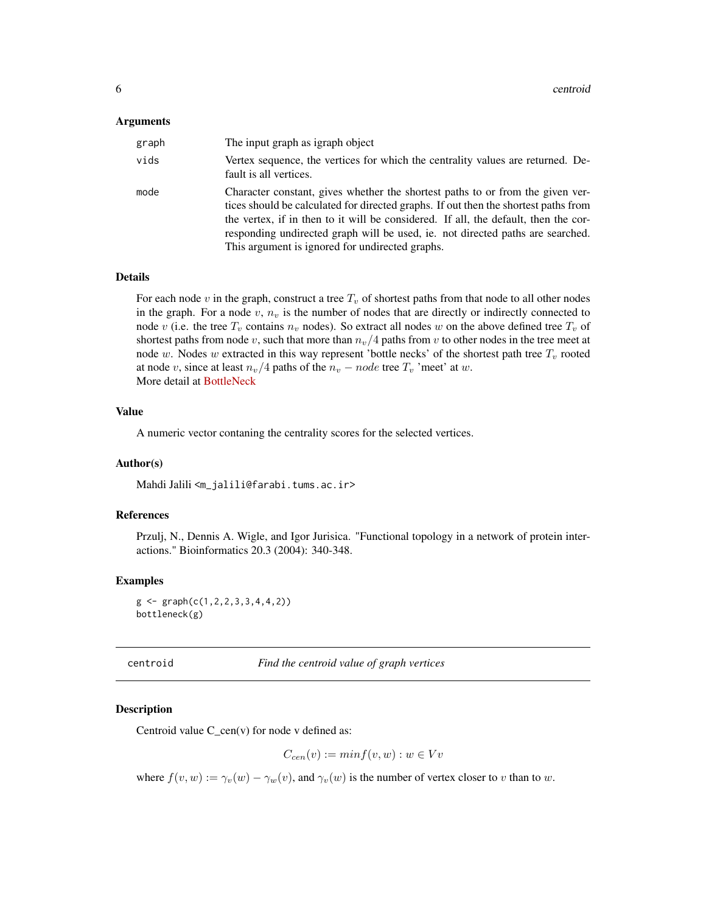### Arguments

| | |
|---|---|
| graph | The input graph as igraph object |
| vids | Vertex sequence, the vertices for which the centrality values are returned. Default is all vertices. |
| mode | Character constant, gives whether the shortest paths to or from the given vertices should be calculated for directed graphs. If out then the shortest paths from the vertex, if in then to it will be considered. If all, the default, then the corresponding undirected graph will be used, ie. not directed paths are searched. This argument is ignored for undirected graphs. |

### Details

For each node $v$ in the graph, construct a tree $T_v$ of shortest paths from that node to all other nodes in the graph. For a node $v$, $n_v$ is the number of nodes that are directly or indirectly connected to node $v$ (i.e. the tree $T_v$ contains $n_v$ nodes). So extract all nodes $w$ on the above defined tree $T_v$ of shortest paths from node $v$, such that more than $n_v/4$ paths from $v$ to other nodes in the tree meet at node $w$. Nodes $w$ extracted in this way represent 'bottle necks' of the shortest path tree $T_v$ rooted at node $v$, since at least $n_v/4$ paths of the $n_v - node$ tree $T_v$ 'meet' at $w$.
More detail at BottleNeck

### Value

A numeric vector contaning the centrality scores for the selected vertices.

### Author(s)

Mahdi Jalili <m_jalili@farabi.tums.ac.ir>

### References

Przulj, N., Dennis A. Wigle, and Igor Jurisica. "Functional topology in a network of protein interactions." Bioinformatics 20.3 (2004): 340-348.

### Examples

```
g <- graph(c(1,2,2,3,3,4,4,2))
bottleneck(g)
```

---

## centroid — *Find the centroid value of graph vertices*

---

### Description

Centroid value C_cen(v) for node v defined as:

$$C_{cen}(v) := minf(v, w) : w \in Vv$$

where $f(v, w) := \gamma_v(w) - \gamma_w(v)$, and $\gamma_v(w)$ is the number of vertex closer to $v$ than to $w$.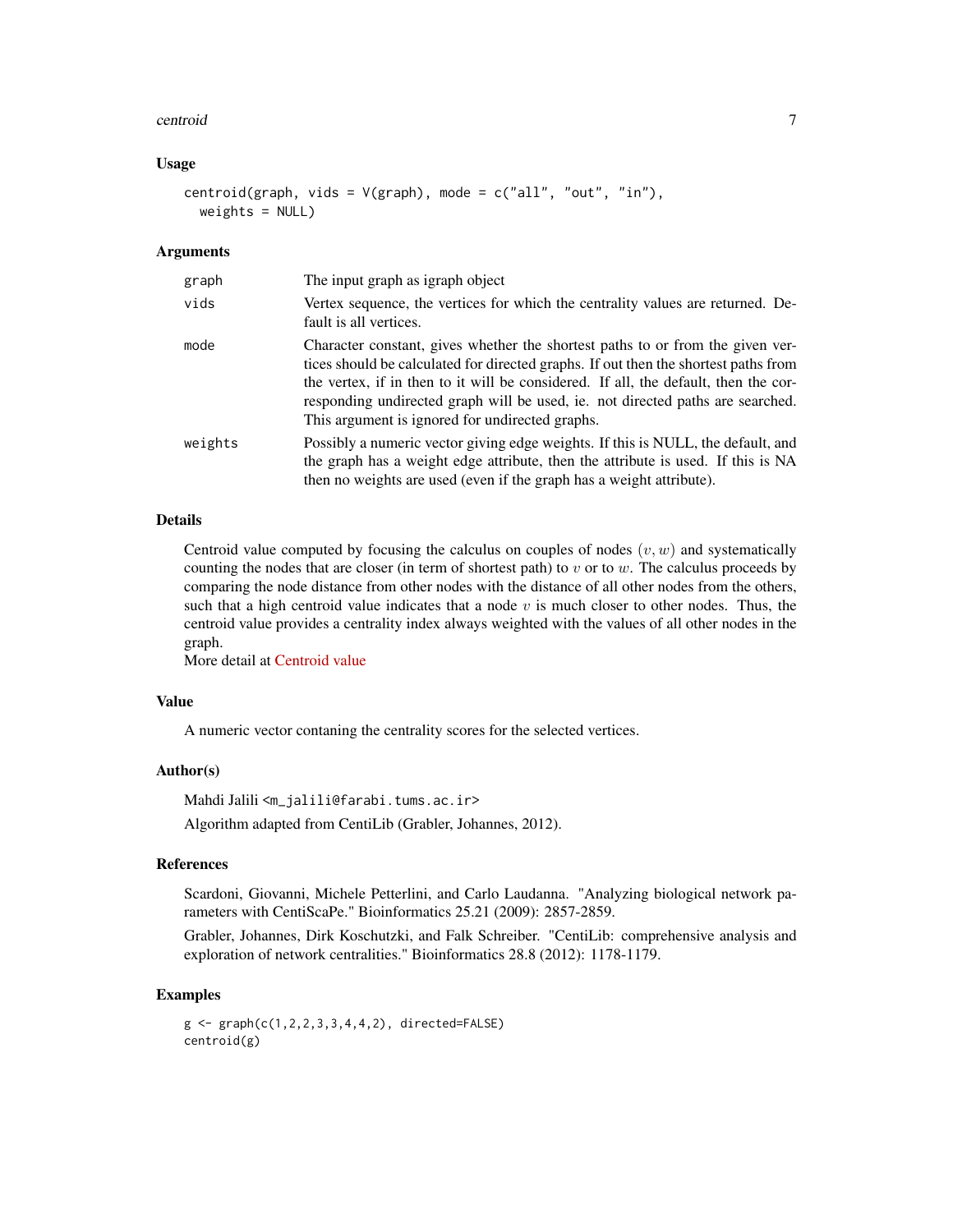## Usage

```
centroid(graph, vids = V(graph), mode = c("all", "out", "in"),
  weights = NULL)
```

## Arguments

| | |
|---|---|
| graph | The input graph as igraph object |
| vids | Vertex sequence, the vertices for which the centrality values are returned. Default is all vertices. |
| mode | Character constant, gives whether the shortest paths to or from the given vertices should be calculated for directed graphs. If out then the shortest paths from the vertex, if in then to it will be considered. If all, the default, then the corresponding undirected graph will be used, ie. not directed paths are searched. This argument is ignored for undirected graphs. |
| weights | Possibly a numeric vector giving edge weights. If this is NULL, the default, and the graph has a weight edge attribute, then the attribute is used. If this is NA then no weights are used (even if the graph has a weight attribute). |

## Details

Centroid value computed by focusing the calculus on couples of nodes $(v, w)$ and systematically counting the nodes that are closer (in term of shortest path) to $v$ or to $w$. The calculus proceeds by comparing the node distance from other nodes with the distance of all other nodes from the others, such that a high centroid value indicates that a node $v$ is much closer to other nodes. Thus, the centroid value provides a centrality index always weighted with the values of all other nodes in the graph.
More detail at Centroid value

## Value

A numeric vector contaning the centrality scores for the selected vertices.

## Author(s)

Mahdi Jalili <m_jalili@farabi.tums.ac.ir>

Algorithm adapted from CentiLib (Grabler, Johannes, 2012).

## References

Scardoni, Giovanni, Michele Petterlini, and Carlo Laudanna. "Analyzing biological network parameters with CentiScaPe." Bioinformatics 25.21 (2009): 2857-2859.

Grabler, Johannes, Dirk Koschutzki, and Falk Schreiber. "CentiLib: comprehensive analysis and exploration of network centralities." Bioinformatics 28.8 (2012): 1178-1179.

## Examples

```
g <- graph(c(1,2,2,3,3,4,4,2), directed=FALSE)
centroid(g)
```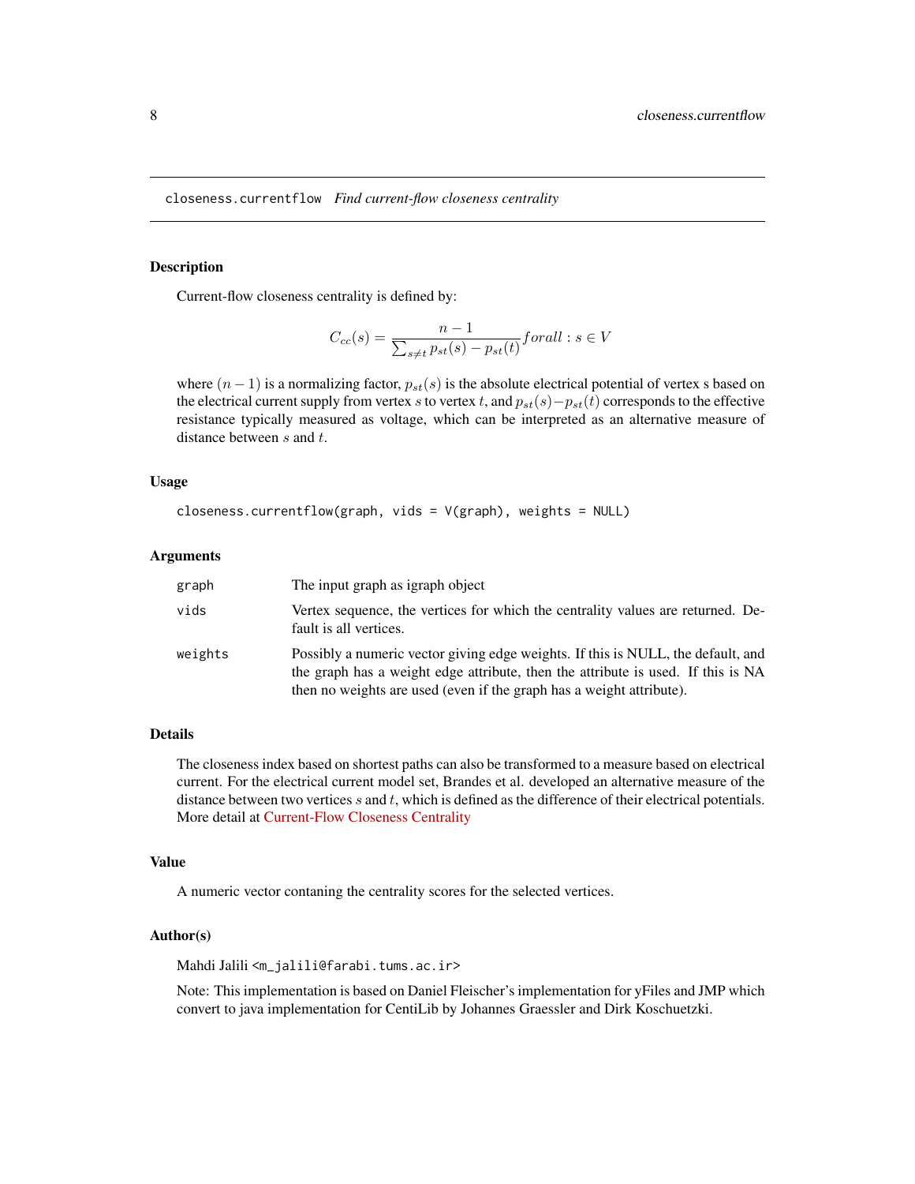`closeness.currentflow` *Find current-flow closeness centrality*

## Description

Current-flow closeness centrality is defined by:

$$C_{cc}(s) = \frac{n-1}{\sum_{s \neq t} p_{st}(s) - p_{st}(t)} forall : s \in V$$

where $(n-1)$ is a normalizing factor, $p_{st}(s)$ is the absolute electrical potential of vertex s based on the electrical current supply from vertex $s$ to vertex $t$, and $p_{st}(s) - p_{st}(t)$ corresponds to the effective resistance typically measured as voltage, which can be interpreted as an alternative measure of distance between $s$ and $t$.

## Usage

```
closeness.currentflow(graph, vids = V(graph), weights = NULL)
```

## Arguments

| | |
|---|---|
| `graph` | The input graph as igraph object |
| `vids` | Vertex sequence, the vertices for which the centrality values are returned. Default is all vertices. |
| `weights` | Possibly a numeric vector giving edge weights. If this is NULL, the default, and the graph has a weight edge attribute, then the attribute is used. If this is NA then no weights are used (even if the graph has a weight attribute). |

## Details

The closeness index based on shortest paths can also be transformed to a measure based on electrical current. For the electrical current model set, Brandes et al. developed an alternative measure of the distance between two vertices $s$ and $t$, which is defined as the difference of their electrical potentials. More detail at Current-Flow Closeness Centrality

## Value

A numeric vector contaning the centrality scores for the selected vertices.

## Author(s)

Mahdi Jalili <m_jalili@farabi.tums.ac.ir>

Note: This implementation is based on Daniel Fleischer's implementation for yFiles and JMP which convert to java implementation for CentiLib by Johannes Graessler and Dirk Koschuetzki.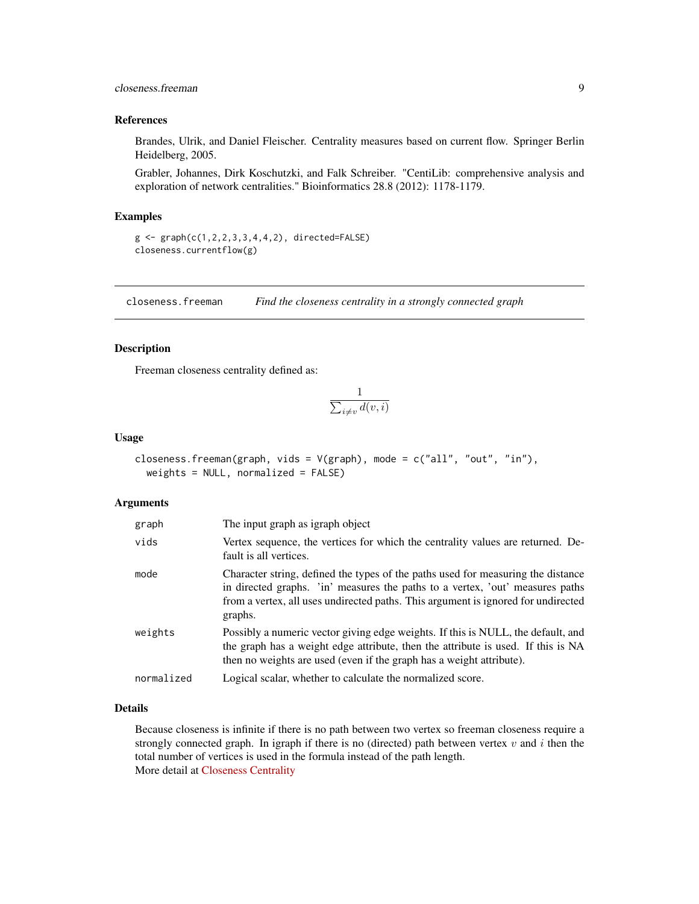### References

Brandes, Ulrik, and Daniel Fleischer. Centrality measures based on current flow. Springer Berlin Heidelberg, 2005.

Grabler, Johannes, Dirk Koschutzki, and Falk Schreiber. "CentiLib: comprehensive analysis and exploration of network centralities." Bioinformatics 28.8 (2012): 1178-1179.

### Examples

```
g <- graph(c(1,2,2,3,3,4,4,2), directed=FALSE)
closeness.currentflow(g)
```

---

## closeness.freeman — *Find the closeness centrality in a strongly connected graph*

---

### Description

Freeman closeness centrality defined as:

$$\frac{1}{\sum_{i \neq v} d(v,i)}$$

### Usage

```
closeness.freeman(graph, vids = V(graph), mode = c("all", "out", "in"),
  weights = NULL, normalized = FALSE)
```

### Arguments

| | |
|---|---|
| graph | The input graph as igraph object |
| vids | Vertex sequence, the vertices for which the centrality values are returned. Default is all vertices. |
| mode | Character string, defined the types of the paths used for measuring the distance in directed graphs. 'in' measures the paths to a vertex, 'out' measures paths from a vertex, all uses undirected paths. This argument is ignored for undirected graphs. |
| weights | Possibly a numeric vector giving edge weights. If this is NULL, the default, and the graph has a weight edge attribute, then the attribute is used. If this is NA then no weights are used (even if the graph has a weight attribute). |
| normalized | Logical scalar, whether to calculate the normalized score. |

### Details

Because closeness is infinite if there is no path between two vertex so freeman closeness require a strongly connected graph. In igraph if there is no (directed) path between vertex $v$ and $i$ then the total number of vertices is used in the formula instead of the path length.
More detail at Closeness Centrality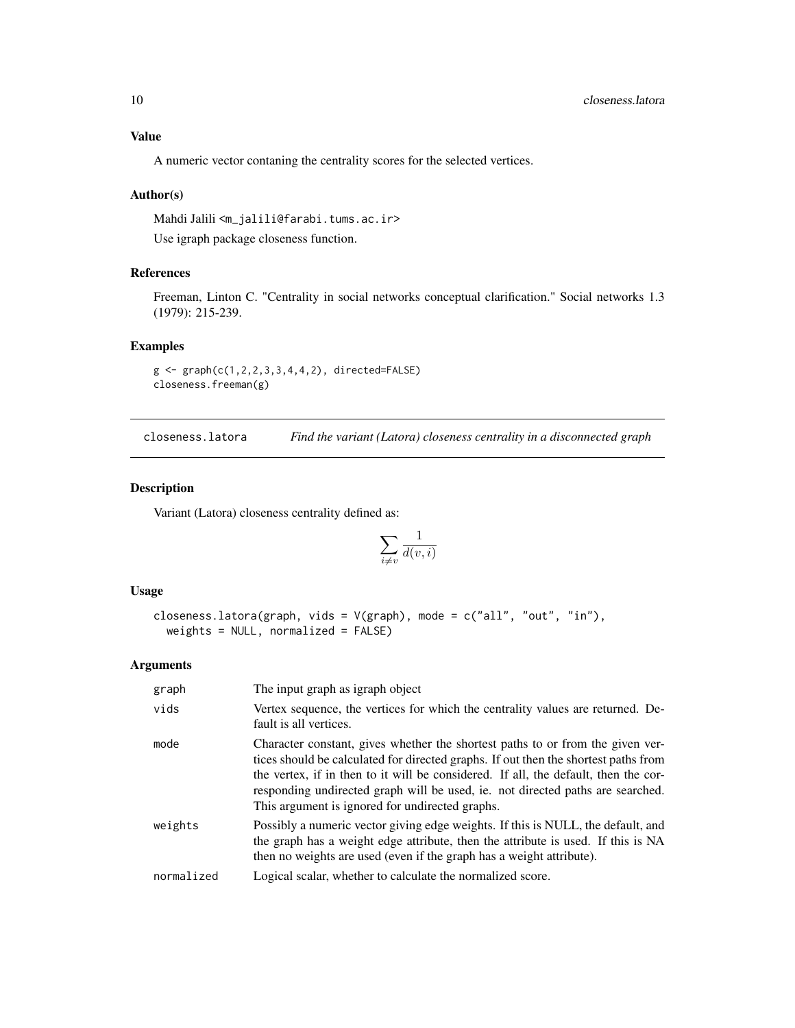### Value

A numeric vector contaning the centrality scores for the selected vertices.

### Author(s)

Mahdi Jalili <m_jalili@farabi.tums.ac.ir>

Use igraph package closeness function.

### References

Freeman, Linton C. "Centrality in social networks conceptual clarification." Social networks 1.3 (1979): 215-239.

### Examples

```
g <- graph(c(1,2,2,3,3,4,4,2), directed=FALSE)
closeness.freeman(g)
```

---

## closeness.latora — *Find the variant (Latora) closeness centrality in a disconnected graph*

### Description

Variant (Latora) closeness centrality defined as:

$$\sum_{i \neq v} \frac{1}{d(v,i)}$$

### Usage

```
closeness.latora(graph, vids = V(graph), mode = c("all", "out", "in"),
  weights = NULL, normalized = FALSE)
```

### Arguments

| | |
|---|---|
| graph | The input graph as igraph object |
| vids | Vertex sequence, the vertices for which the centrality values are returned. Default is all vertices. |
| mode | Character constant, gives whether the shortest paths to or from the given vertices should be calculated for directed graphs. If out then the shortest paths from the vertex, if in then to it will be considered. If all, the default, then the corresponding undirected graph will be used, ie. not directed paths are searched. This argument is ignored for undirected graphs. |
| weights | Possibly a numeric vector giving edge weights. If this is NULL, the default, and the graph has a weight edge attribute, then the attribute is used. If this is NA then no weights are used (even if the graph has a weight attribute). |
| normalized | Logical scalar, whether to calculate the normalized score. |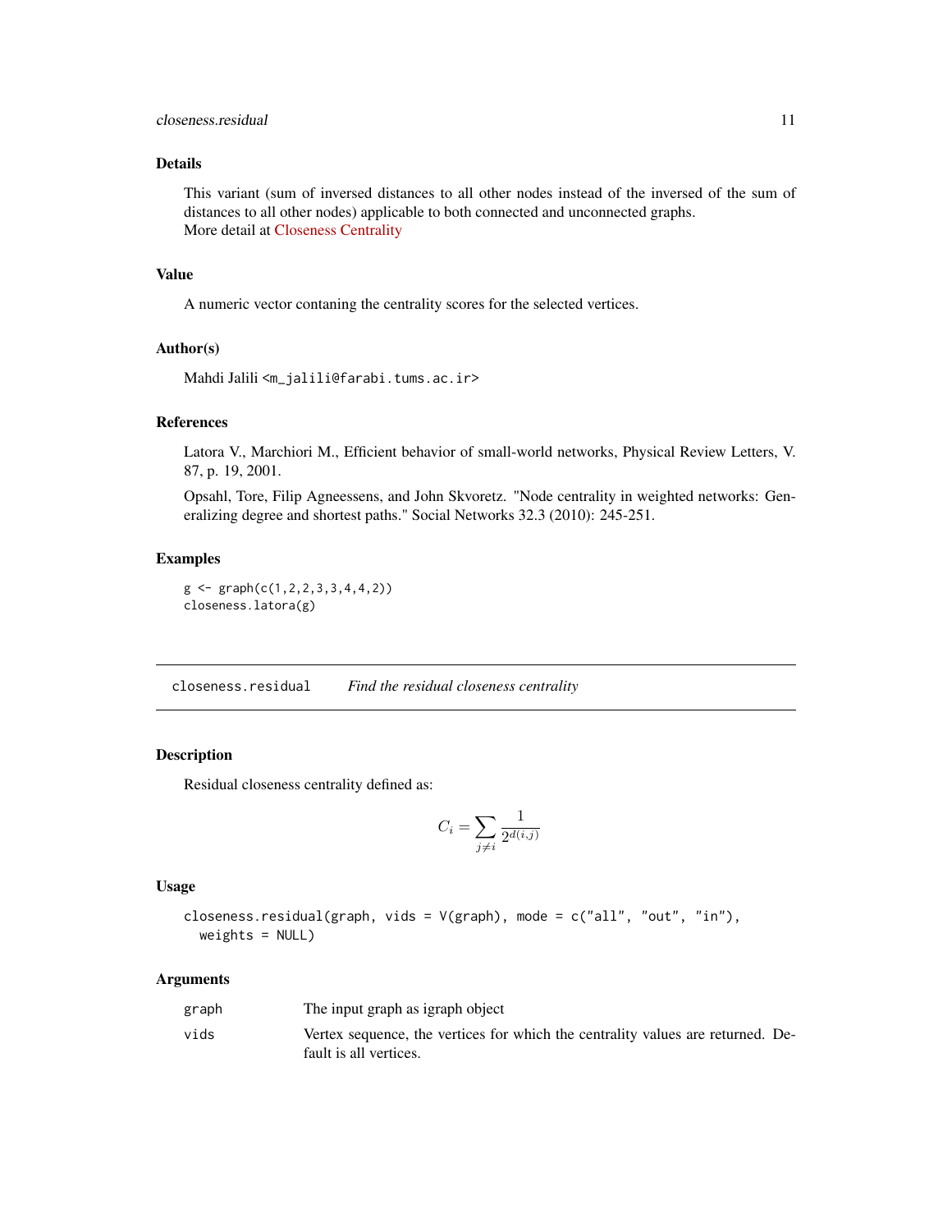### Details

This variant (sum of inversed distances to all other nodes instead of the inversed of the sum of distances to all other nodes) applicable to both connected and unconnected graphs.
More detail at Closeness Centrality

### Value

A numeric vector contaning the centrality scores for the selected vertices.

### Author(s)

Mahdi Jalili <m_jalili@farabi.tums.ac.ir>

### References

Latora V., Marchiori M., Efficient behavior of small-world networks, Physical Review Letters, V. 87, p. 19, 2001.

Opsahl, Tore, Filip Agneessens, and John Skvoretz. "Node centrality in weighted networks: Generalizing degree and shortest paths." Social Networks 32.3 (2010): 245-251.

### Examples

```
g <- graph(c(1,2,2,3,3,4,4,2))
closeness.latora(g)
```

---

## closeness.residual *Find the residual closeness centrality*

---

### Description

Residual closeness centrality defined as:

$$C_i = \sum_{j \neq i} \frac{1}{2^{d(i,j)}}$$

### Usage

```
closeness.residual(graph, vids = V(graph), mode = c("all", "out", "in"),
  weights = NULL)
```

### Arguments

| | |
|---|---|
| graph | The input graph as igraph object |
| vids | Vertex sequence, the vertices for which the centrality values are returned. Default is all vertices. |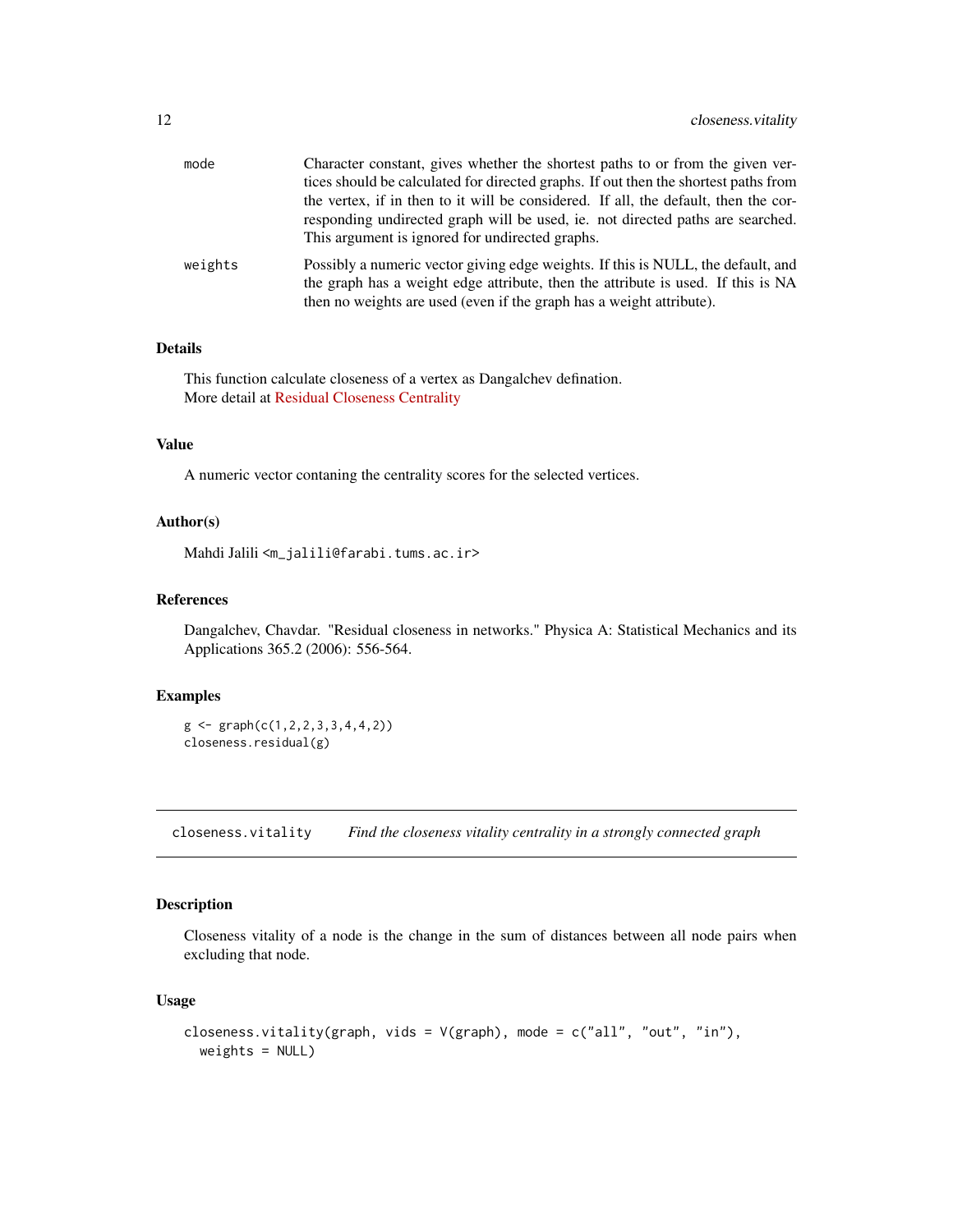| | |
|---|---|
| mode | Character constant, gives whether the shortest paths to or from the given vertices should be calculated for directed graphs. If out then the shortest paths from the vertex, if in then to it will be considered. If all, the default, then the corresponding undirected graph will be used, ie. not directed paths are searched. This argument is ignored for undirected graphs. |
| weights | Possibly a numeric vector giving edge weights. If this is NULL, the default, and the graph has a weight edge attribute, then the attribute is used. If this is NA then no weights are used (even if the graph has a weight attribute). |

### Details

This function calculate closeness of a vertex as Dangalchev defination.
More detail at Residual Closeness Centrality

### Value

A numeric vector contaning the centrality scores for the selected vertices.

### Author(s)

Mahdi Jalili <m_jalili@farabi.tums.ac.ir>

### References

Dangalchev, Chavdar. "Residual closeness in networks." Physica A: Statistical Mechanics and its Applications 365.2 (2006): 556-564.

### Examples

```
g <- graph(c(1,2,2,3,3,4,4,2))
closeness.residual(g)
```

---

## closeness.vitality    *Find the closeness vitality centrality in a strongly connected graph*

---

### Description

Closeness vitality of a node is the change in the sum of distances between all node pairs when excluding that node.

### Usage

```
closeness.vitality(graph, vids = V(graph), mode = c("all", "out", "in"),
  weights = NULL)
```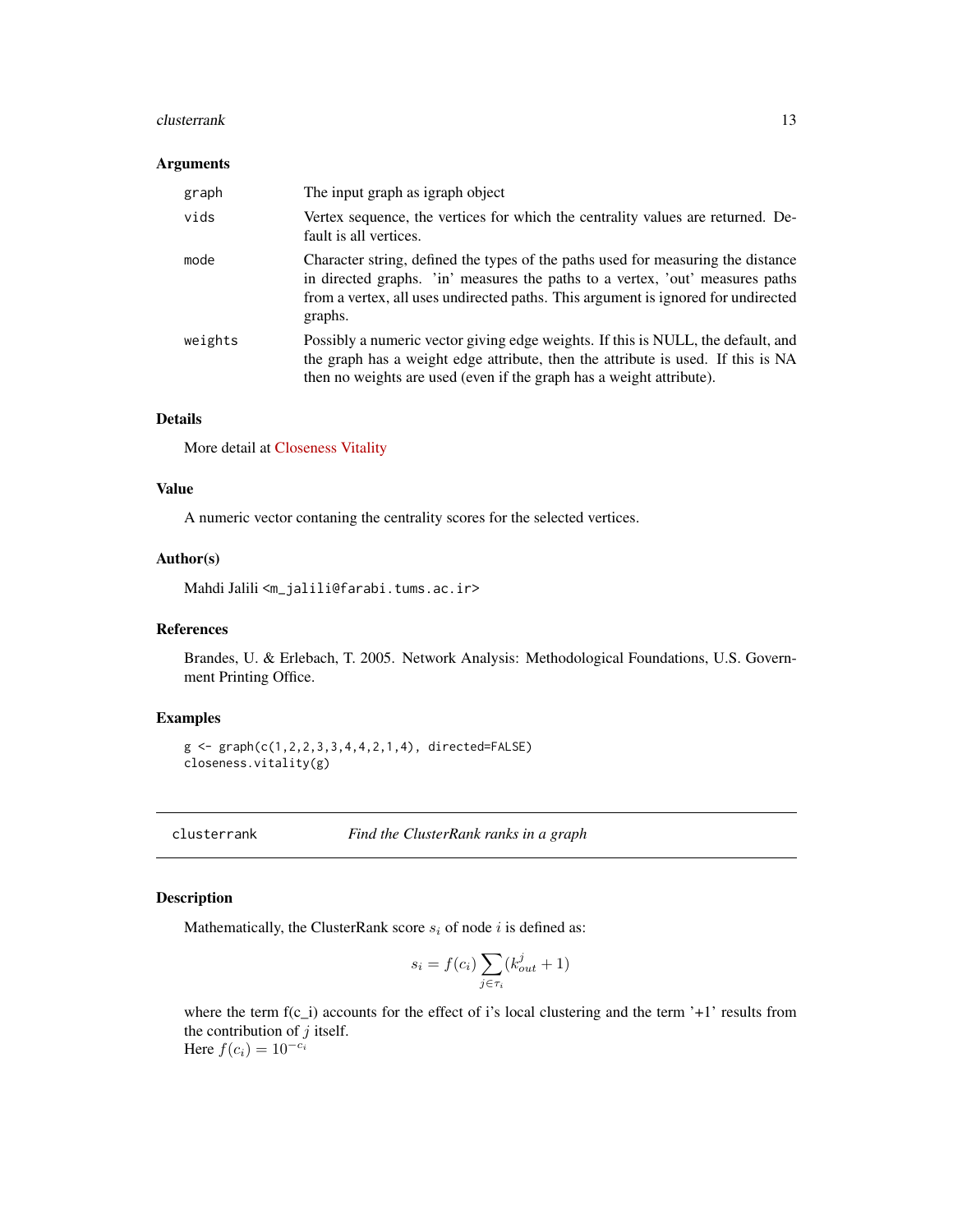### Arguments

| | |
|---|---|
| graph | The input graph as igraph object |
| vids | Vertex sequence, the vertices for which the centrality values are returned. Default is all vertices. |
| mode | Character string, defined the types of the paths used for measuring the distance in directed graphs. 'in' measures the paths to a vertex, 'out' measures paths from a vertex, all uses undirected paths. This argument is ignored for undirected graphs. |
| weights | Possibly a numeric vector giving edge weights. If this is NULL, the default, and the graph has a weight edge attribute, then the attribute is used. If this is NA then no weights are used (even if the graph has a weight attribute). |

### Details

More detail at Closeness Vitality

### Value

A numeric vector contaning the centrality scores for the selected vertices.

### Author(s)

Mahdi Jalili <m_jalili@farabi.tums.ac.ir>

### References

Brandes, U. & Erlebach, T. 2005. Network Analysis: Methodological Foundations, U.S. Government Printing Office.

### Examples

```
g <- graph(c(1,2,2,3,3,4,4,2,1,4), directed=FALSE)
closeness.vitality(g)
```

---

## clusterrank *Find the ClusterRank ranks in a graph*

---

### Description

Mathematically, the ClusterRank score $s_i$ of node $i$ is defined as:

$$s_i = f(c_i) \sum_{j \in \tau_i} (k_{out}^j + 1)$$

where the term f(c_i) accounts for the effect of i's local clustering and the term '+1' results from the contribution of $j$ itself.
Here $f(c_i) = 10^{-c_i}$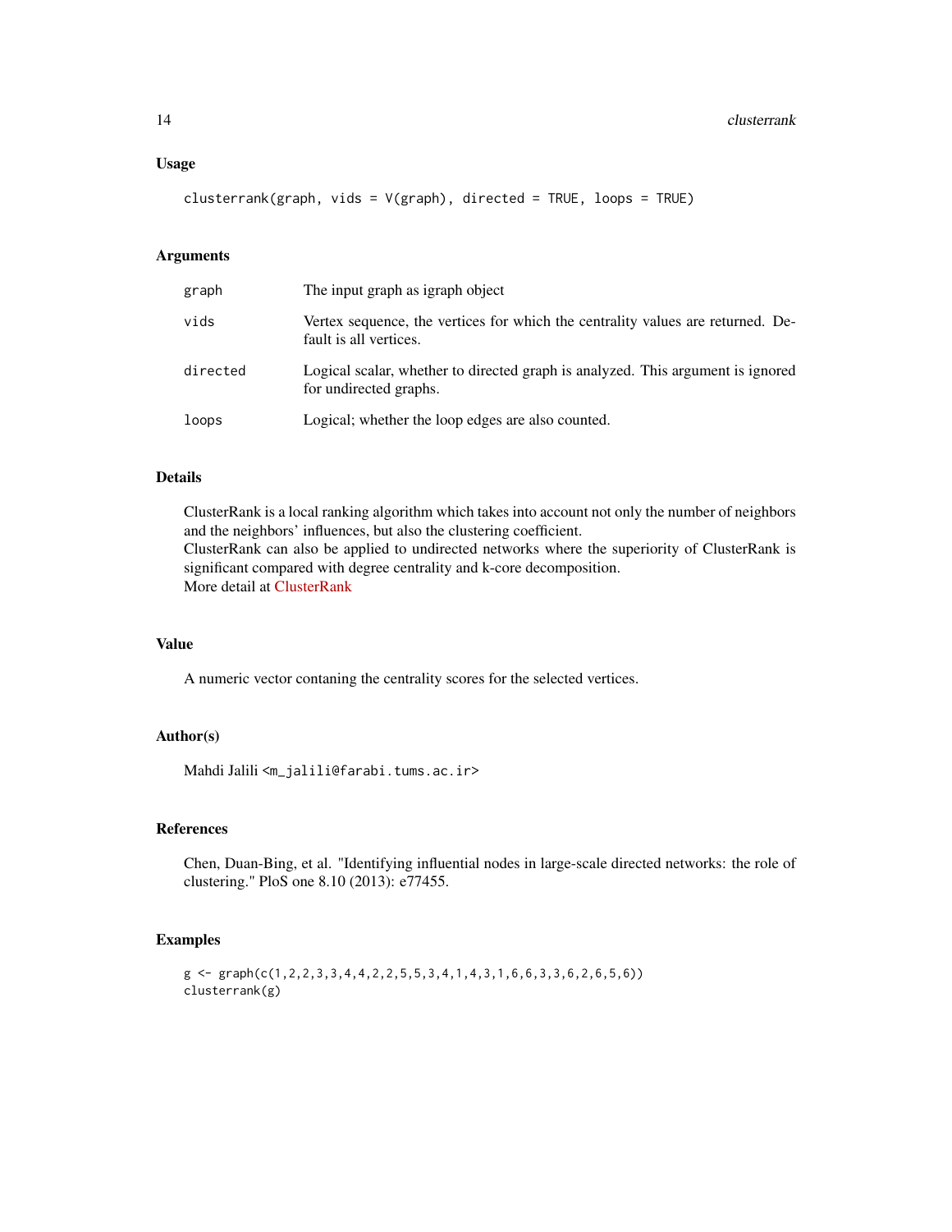## Usage

```
clusterrank(graph, vids = V(graph), directed = TRUE, loops = TRUE)
```

## Arguments

| | |
|---|---|
| graph | The input graph as igraph object |
| vids | Vertex sequence, the vertices for which the centrality values are returned. Default is all vertices. |
| directed | Logical scalar, whether to directed graph is analyzed. This argument is ignored for undirected graphs. |
| loops | Logical; whether the loop edges are also counted. |

## Details

ClusterRank is a local ranking algorithm which takes into account not only the number of neighbors and the neighbors' influences, but also the clustering coefficient.
ClusterRank can also be applied to undirected networks where the superiority of ClusterRank is significant compared with degree centrality and k-core decomposition.
More detail at ClusterRank

## Value

A numeric vector contaning the centrality scores for the selected vertices.

## Author(s)

Mahdi Jalili <m_jalili@farabi.tums.ac.ir>

## References

Chen, Duan-Bing, et al. "Identifying influential nodes in large-scale directed networks: the role of clustering." PloS one 8.10 (2013): e77455.

## Examples

```
g <- graph(c(1,2,2,3,3,4,4,2,2,5,5,3,4,1,4,3,1,6,6,3,3,6,2,6,5,6))
clusterrank(g)
```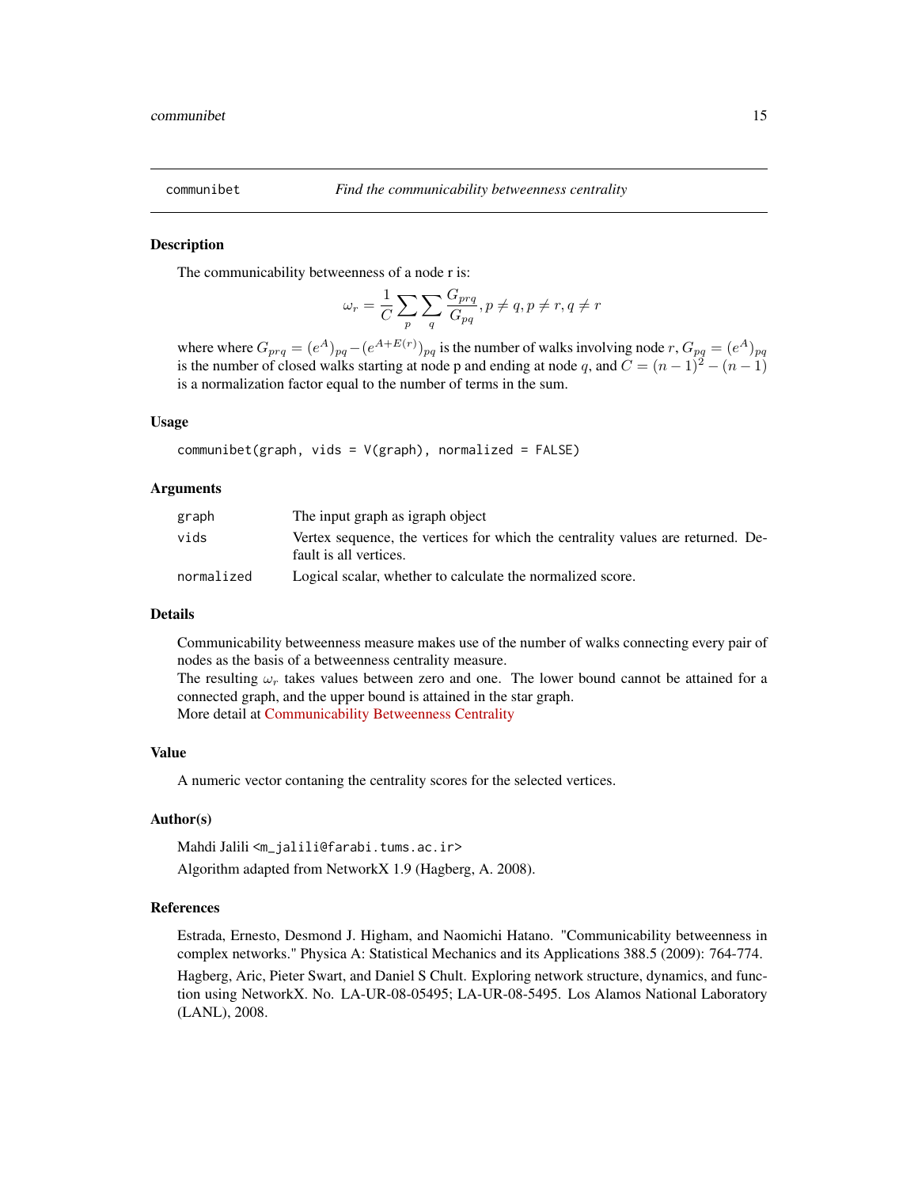`communibet` — *Find the communicability betweenness centrality*

## Description

The communicability betweenness of a node r is:

$$\omega_r = \frac{1}{C} \sum_p \sum_q \frac{G_{prq}}{G_{pq}}, p \neq q, p \neq r, q \neq r$$

where where $G_{prq} = (e^A)_{pq} - (e^{A+E(r)})_{pq}$ is the number of walks involving node $r$, $G_{pq} = (e^A)_{pq}$ is the number of closed walks starting at node p and ending at node $q$, and $C = (n-1)^2 - (n-1)$ is a normalization factor equal to the number of terms in the sum.

## Usage

```
communibet(graph, vids = V(graph), normalized = FALSE)
```

## Arguments

| | |
|---|---|
| graph | The input graph as igraph object |
| vids | Vertex sequence, the vertices for which the centrality values are returned. Default is all vertices. |
| normalized | Logical scalar, whether to calculate the normalized score. |

## Details

Communicability betweenness measure makes use of the number of walks connecting every pair of nodes as the basis of a betweenness centrality measure.

The resulting $\omega_r$ takes values between zero and one. The lower bound cannot be attained for a connected graph, and the upper bound is attained in the star graph.

More detail at Communicability Betweenness Centrality

## Value

A numeric vector contaning the centrality scores for the selected vertices.

## Author(s)

Mahdi Jalili <m_jalili@farabi.tums.ac.ir>

Algorithm adapted from NetworkX 1.9 (Hagberg, A. 2008).

## References

Estrada, Ernesto, Desmond J. Higham, and Naomichi Hatano. "Communicability betweenness in complex networks." Physica A: Statistical Mechanics and its Applications 388.5 (2009): 764-774.

Hagberg, Aric, Pieter Swart, and Daniel S Chult. Exploring network structure, dynamics, and function using NetworkX. No. LA-UR-08-05495; LA-UR-08-5495. Los Alamos National Laboratory (LANL), 2008.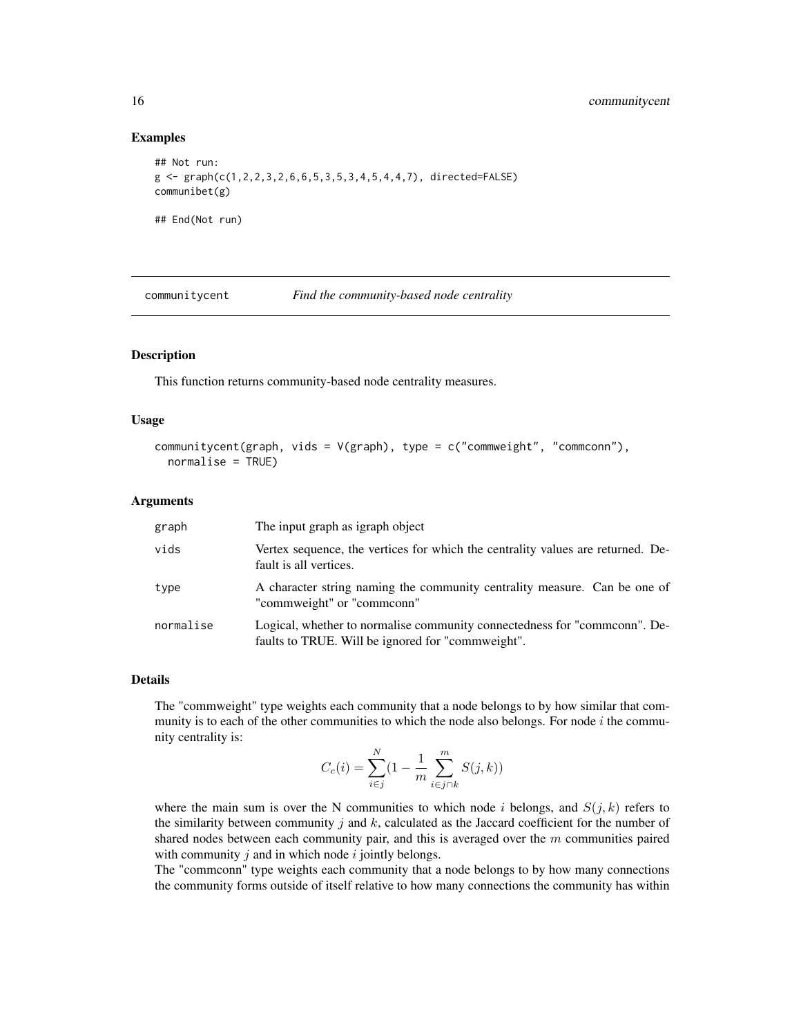## Examples

```
## Not run:
g <- graph(c(1,2,2,3,2,6,6,5,3,5,3,4,5,4,4,7), directed=FALSE)
communibet(g)

## End(Not run)
```

---

# communitycent — *Find the community-based node centrality*

## Description

This function returns community-based node centrality measures.

## Usage

```
communitycent(graph, vids = V(graph), type = c("commweight", "commconn"),
  normalise = TRUE)
```

## Arguments

| | |
|---|---|
| graph | The input graph as igraph object |
| vids | Vertex sequence, the vertices for which the centrality values are returned. Default is all vertices. |
| type | A character string naming the community centrality measure. Can be one of "commweight" or "commconn" |
| normalise | Logical, whether to normalise community connectedness for "commconn". Defaults to TRUE. Will be ignored for "commweight". |

## Details

The "commweight" type weights each community that a node belongs to by how similar that community is to each of the other communities to which the node also belongs. For node $i$ the community centrality is:

$$C_c(i) = \sum_{i \in j}^{N} (1 - \frac{1}{m} \sum_{i \in j \cap k}^{m} S(j,k))$$

where the main sum is over the N communities to which node $i$ belongs, and $S(j,k)$ refers to the similarity between community $j$ and $k$, calculated as the Jaccard coefficient for the number of shared nodes between each community pair, and this is averaged over the $m$ communities paired with community $j$ and in which node $i$ jointly belongs.

The "commconn" type weights each community that a node belongs to by how many connections the community forms outside of itself relative to how many connections the community has within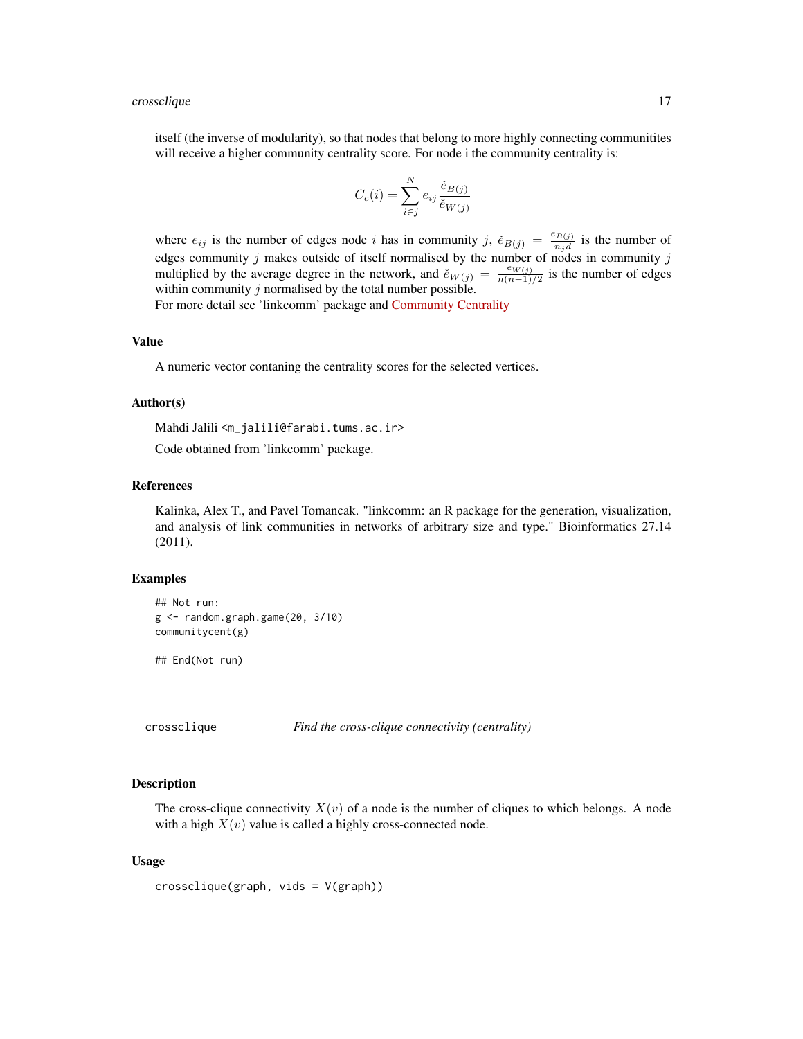itself (the inverse of modularity), so that nodes that belong to more highly connecting communitites will receive a higher community centrality score. For node i the community centrality is:

$$C_c(i) = \sum_{i \in j}^{N} e_{ij} \frac{\check{e}_{B(j)}}{\check{e}_{W(j)}}$$

where $e_{ij}$ is the number of edges node $i$ has in community $j$, $\check{e}_{B(j)} = \frac{e_{B(j)}}{n_j d}$ is the number of edges community $j$ makes outside of itself normalised by the number of nodes in community $j$ multiplied by the average degree in the network, and $\check{e}_{W(j)} = \frac{e_{W(j)}}{n(n-1)/2}$ is the number of edges within community $j$ normalised by the total number possible.
For more detail see 'linkcomm' package and Community Centrality

### Value

A numeric vector contaning the centrality scores for the selected vertices.

### Author(s)

Mahdi Jalili <m_jalili@farabi.tums.ac.ir>

Code obtained from 'linkcomm' package.

### References

Kalinka, Alex T., and Pavel Tomancak. "linkcomm: an R package for the generation, visualization, and analysis of link communities in networks of arbitrary size and type." Bioinformatics 27.14 (2011).

### Examples

```
## Not run:
g <- random.graph.game(20, 3/10)
communitycent(g)

## End(Not run)
```

---

## crossclique — *Find the cross-clique connectivity (centrality)*

---

### Description

The cross-clique connectivity $X(v)$ of a node is the number of cliques to which belongs. A node with a high $X(v)$ value is called a highly cross-connected node.

### Usage

```
crossclique(graph, vids = V(graph))
```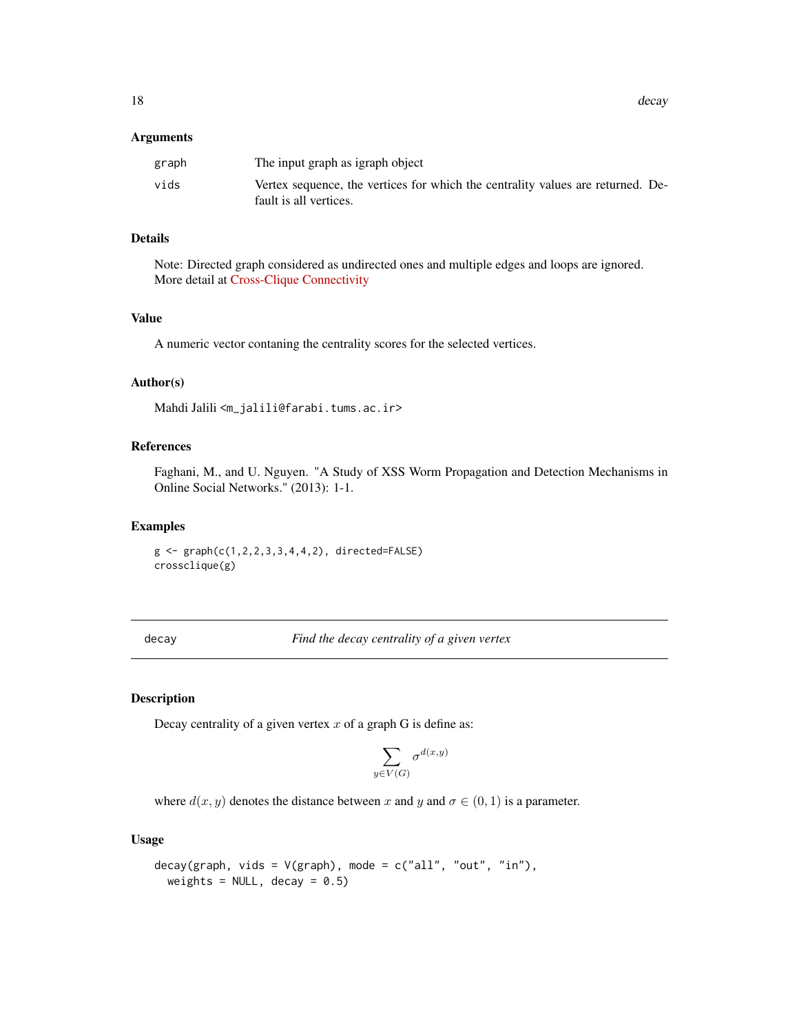### Arguments

| | |
|---|---|
| graph | The input graph as igraph object |
| vids | Vertex sequence, the vertices for which the centrality values are returned. Default is all vertices. |

### Details

Note: Directed graph considered as undirected ones and multiple edges and loops are ignored. More detail at Cross-Clique Connectivity

### Value

A numeric vector contaning the centrality scores for the selected vertices.

### Author(s)

Mahdi Jalili <m_jalili@farabi.tums.ac.ir>

### References

Faghani, M., and U. Nguyen. "A Study of XSS Worm Propagation and Detection Mechanisms in Online Social Networks." (2013): 1-1.

### Examples

```
g <- graph(c(1,2,2,3,3,4,4,2), directed=FALSE)
crossclique(g)
```

---

## decay — *Find the decay centrality of a given vertex*

---

### Description

Decay centrality of a given vertex $x$ of a graph G is define as:

$$\sum_{y \in V(G)} \sigma^{d(x,y)}$$

where $d(x, y)$ denotes the distance between $x$ and $y$ and $\sigma \in (0, 1)$ is a parameter.

### Usage

```
decay(graph, vids = V(graph), mode = c("all", "out", "in"),
  weights = NULL, decay = 0.5)
```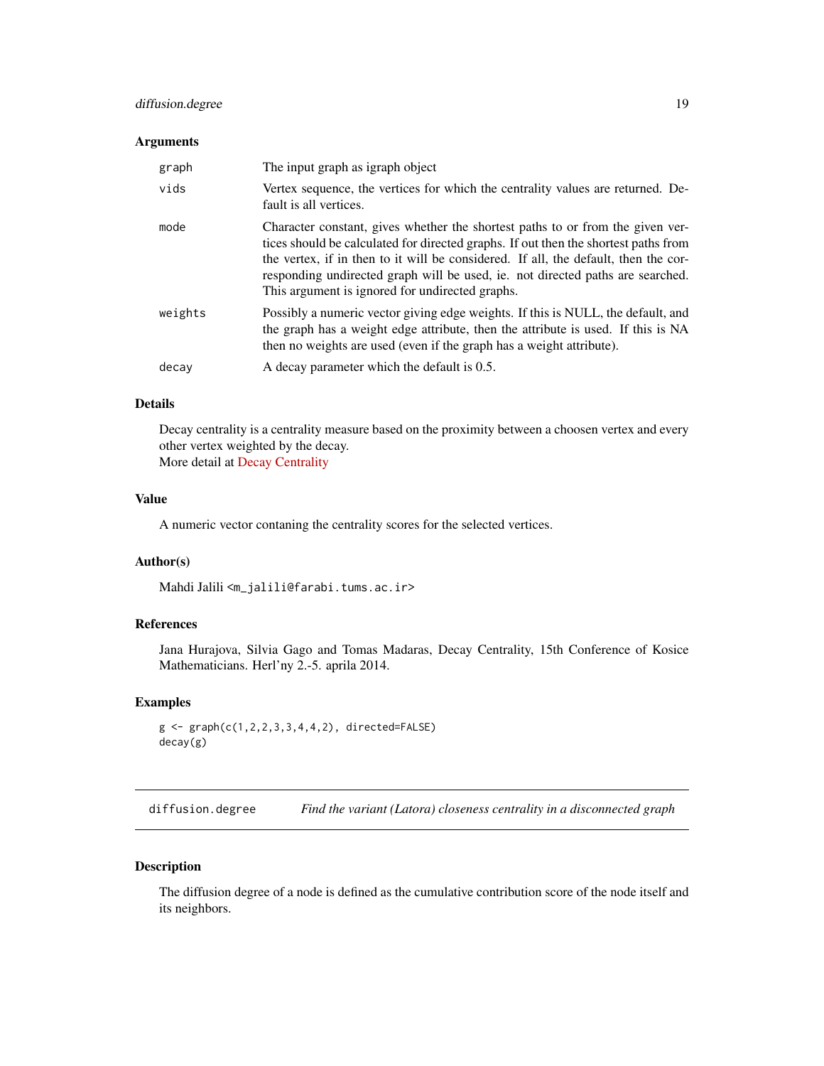### Arguments

| | |
|---|---|
| graph | The input graph as igraph object |
| vids | Vertex sequence, the vertices for which the centrality values are returned. Default is all vertices. |
| mode | Character constant, gives whether the shortest paths to or from the given vertices should be calculated for directed graphs. If out then the shortest paths from the vertex, if in then to it will be considered. If all, the default, then the corresponding undirected graph will be used, ie. not directed paths are searched. This argument is ignored for undirected graphs. |
| weights | Possibly a numeric vector giving edge weights. If this is NULL, the default, and the graph has a weight edge attribute, then the attribute is used. If this is NA then no weights are used (even if the graph has a weight attribute). |
| decay | A decay parameter which the default is 0.5. |

### Details

Decay centrality is a centrality measure based on the proximity between a choosen vertex and every other vertex weighted by the decay.
More detail at Decay Centrality

### Value

A numeric vector contaning the centrality scores for the selected vertices.

### Author(s)

Mahdi Jalili <m_jalili@farabi.tums.ac.ir>

### References

Jana Hurajova, Silvia Gago and Tomas Madaras, Decay Centrality, 15th Conference of Kosice Mathematicians. Herl'ny 2.-5. aprila 2014.

### Examples

```
g <- graph(c(1,2,2,3,3,4,4,2), directed=FALSE)
decay(g)
```

---

## diffusion.degree *Find the variant (Latora) closeness centrality in a disconnected graph*

### Description

The diffusion degree of a node is defined as the cumulative contribution score of the node itself and its neighbors.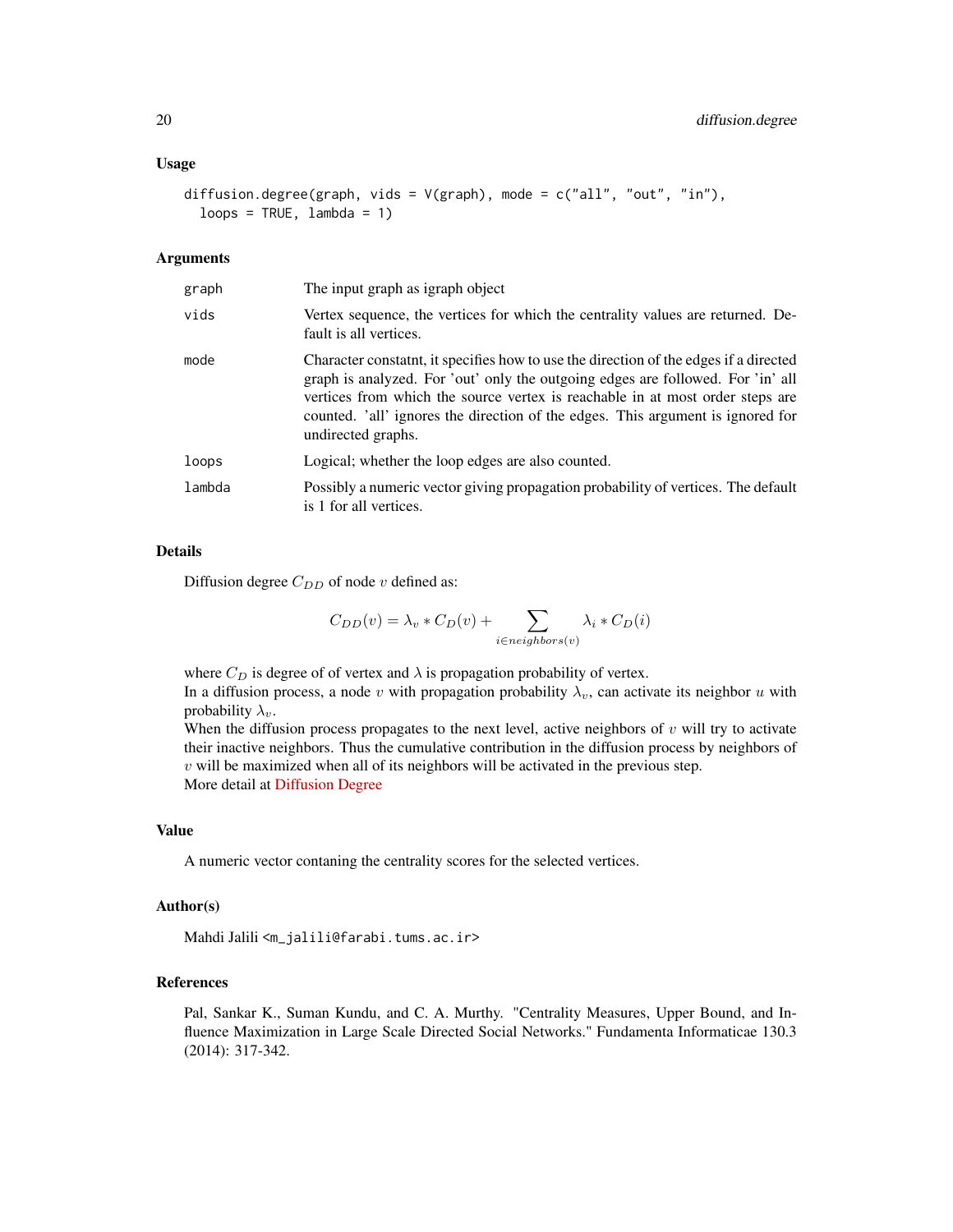### Usage

```
diffusion.degree(graph, vids = V(graph), mode = c("all", "out", "in"),
  loops = TRUE, lambda = 1)
```

### Arguments

| | |
|---|---|
| graph | The input graph as igraph object |
| vids | Vertex sequence, the vertices for which the centrality values are returned. Default is all vertices. |
| mode | Character constatnt, it specifies how to use the direction of the edges if a directed graph is analyzed. For 'out' only the outgoing edges are followed. For 'in' all vertices from which the source vertex is reachable in at most order steps are counted. 'all' ignores the direction of the edges. This argument is ignored for undirected graphs. |
| loops | Logical; whether the loop edges are also counted. |
| lambda | Possibly a numeric vector giving propagation probability of vertices. The default is 1 for all vertices. |

### Details

Diffusion degree $C_{DD}$ of node $v$ defined as:

$$C_{DD}(v) = \lambda_v * C_D(v) + \sum_{i \in neighbors(v)} \lambda_i * C_D(i)$$

where $C_D$ is degree of of vertex and $\lambda$ is propagation probability of vertex.
In a diffusion process, a node $v$ with propagation probability $\lambda_v$, can activate its neighbor $u$ with probability $\lambda_v$.
When the diffusion process propagates to the next level, active neighbors of $v$ will try to activate their inactive neighbors. Thus the cumulative contribution in the diffusion process by neighbors of $v$ will be maximized when all of its neighbors will be activated in the previous step.
More detail at Diffusion Degree

### Value

A numeric vector contaning the centrality scores for the selected vertices.

### Author(s)

Mahdi Jalili <m_jalili@farabi.tums.ac.ir>

### References

Pal, Sankar K., Suman Kundu, and C. A. Murthy. "Centrality Measures, Upper Bound, and Influence Maximization in Large Scale Directed Social Networks." Fundamenta Informaticae 130.3 (2014): 317-342.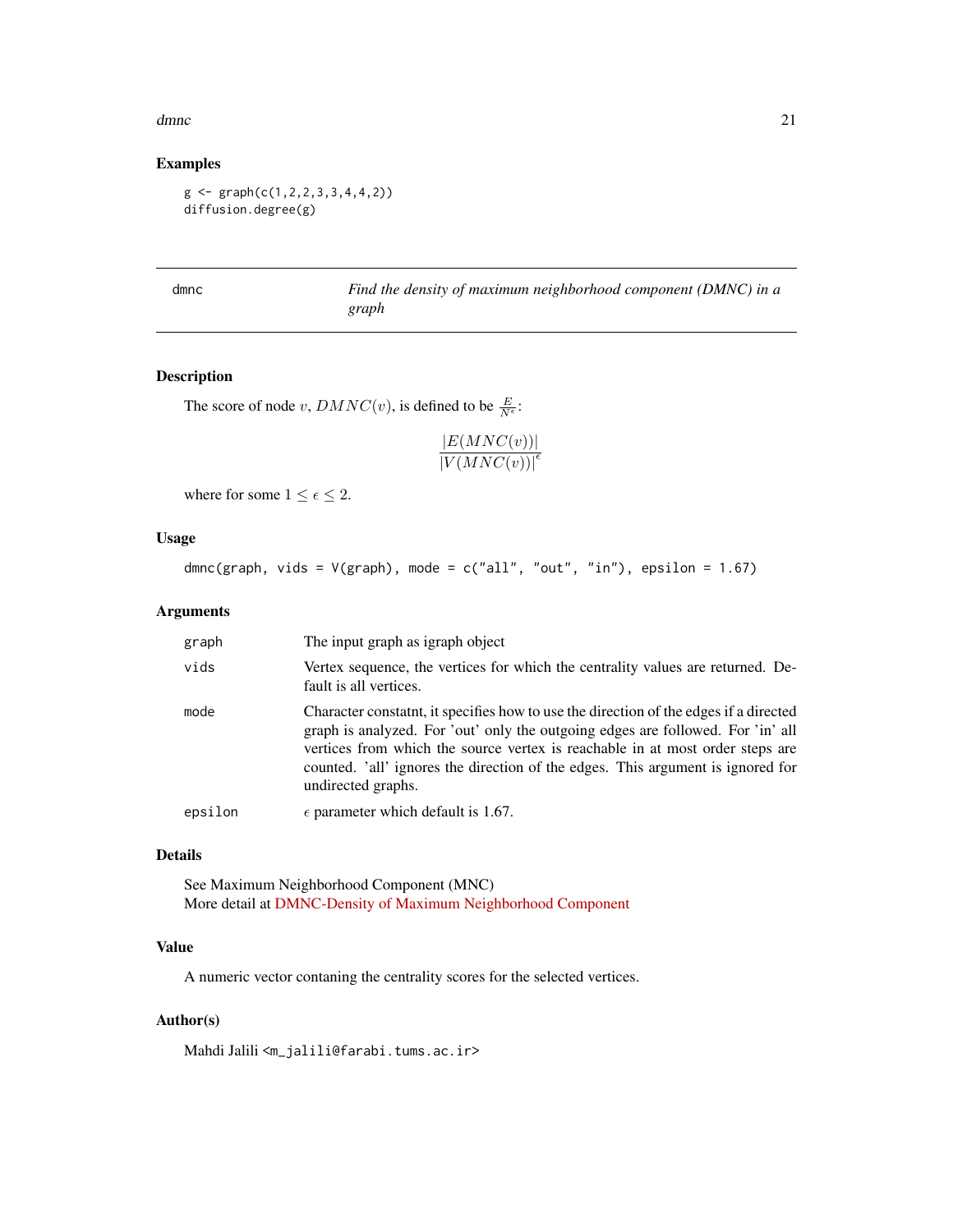## Examples

```
g <- graph(c(1,2,2,3,3,4,4,2))
diffusion.degree(g)
```

---

`dmnc` — *Find the density of maximum neighborhood component (DMNC) in a graph*

---

### Description

The score of node $v$, $DMNC(v)$, is defined to be $\frac{E}{N^{\epsilon}}$:

$$\frac{|E(MNC(v))|}{|V(MNC(v))|^{\epsilon}}$$

where for some $1 \leq \epsilon \leq 2$.

### Usage

```
dmnc(graph, vids = V(graph), mode = c("all", "out", "in"), epsilon = 1.67)
```

### Arguments

| | |
|---|---|
| `graph` | The input graph as igraph object |
| `vids` | Vertex sequence, the vertices for which the centrality values are returned. Default is all vertices. |
| `mode` | Character constatnt, it specifies how to use the direction of the edges if a directed graph is analyzed. For 'out' only the outgoing edges are followed. For 'in' all vertices from which the source vertex is reachable in at most order steps are counted. 'all' ignores the direction of the edges. This argument is ignored for undirected graphs. |
| `epsilon` | $\epsilon$ parameter which default is 1.67. |

### Details

See Maximum Neighborhood Component (MNC)
More detail at DMNC-Density of Maximum Neighborhood Component

### Value

A numeric vector contaning the centrality scores for the selected vertices.

### Author(s)

Mahdi Jalili <m_jalili@farabi.tums.ac.ir>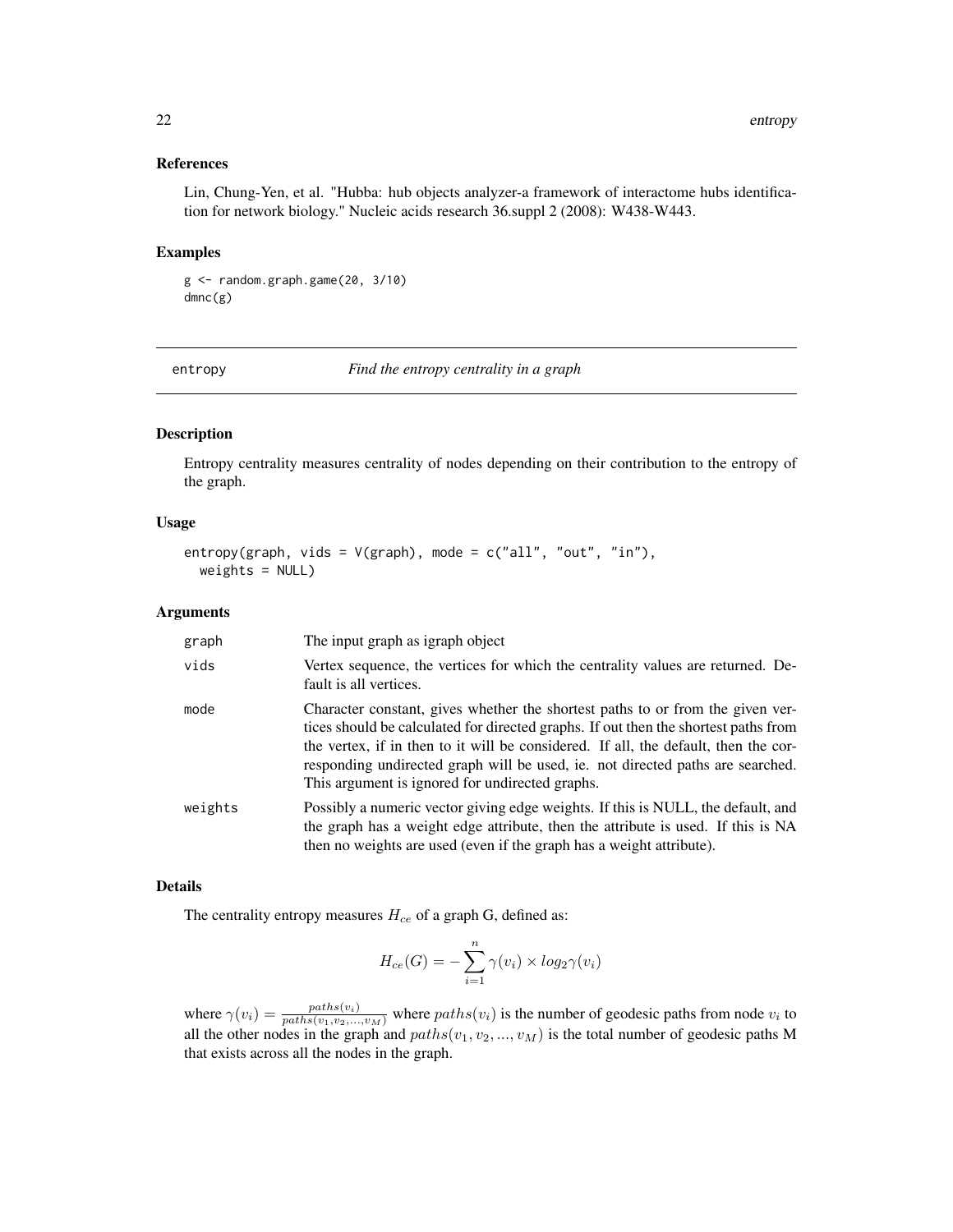### References

Lin, Chung-Yen, et al. "Hubba: hub objects analyzer-a framework of interactome hubs identification for network biology." Nucleic acids research 36.suppl 2 (2008): W438-W443.

### Examples

```
g <- random.graph.game(20, 3/10)
dmnc(g)
```

## entropy — *Find the entropy centrality in a graph*

### Description

Entropy centrality measures centrality of nodes depending on their contribution to the entropy of the graph.

### Usage

```
entropy(graph, vids = V(graph), mode = c("all", "out", "in"),
  weights = NULL)
```

### Arguments

| Argument | Description |
|---|---|
| graph | The input graph as igraph object |
| vids | Vertex sequence, the vertices for which the centrality values are returned. Default is all vertices. |
| mode | Character constant, gives whether the shortest paths to or from the given vertices should be calculated for directed graphs. If out then the shortest paths from the vertex, if in then to it will be considered. If all, the default, then the corresponding undirected graph will be used, ie. not directed paths are searched. This argument is ignored for undirected graphs. |
| weights | Possibly a numeric vector giving edge weights. If this is NULL, the default, and the graph has a weight edge attribute, then the attribute is used. If this is NA then no weights are used (even if the graph has a weight attribute). |

### Details

The centrality entropy measures $H_{ce}$ of a graph G, defined as:

$$H_{ce}(G) = -\sum_{i=1}^{n} \gamma(v_i) \times log_2 \gamma(v_i)$$

where $\gamma(v_i) = \frac{paths(v_i)}{paths(v_1, v_2, ..., v_M)}$ where $paths(v_i)$ is the number of geodesic paths from node $v_i$ to all the other nodes in the graph and $paths(v_1, v_2, ..., v_M)$ is the total number of geodesic paths M that exists across all the nodes in the graph.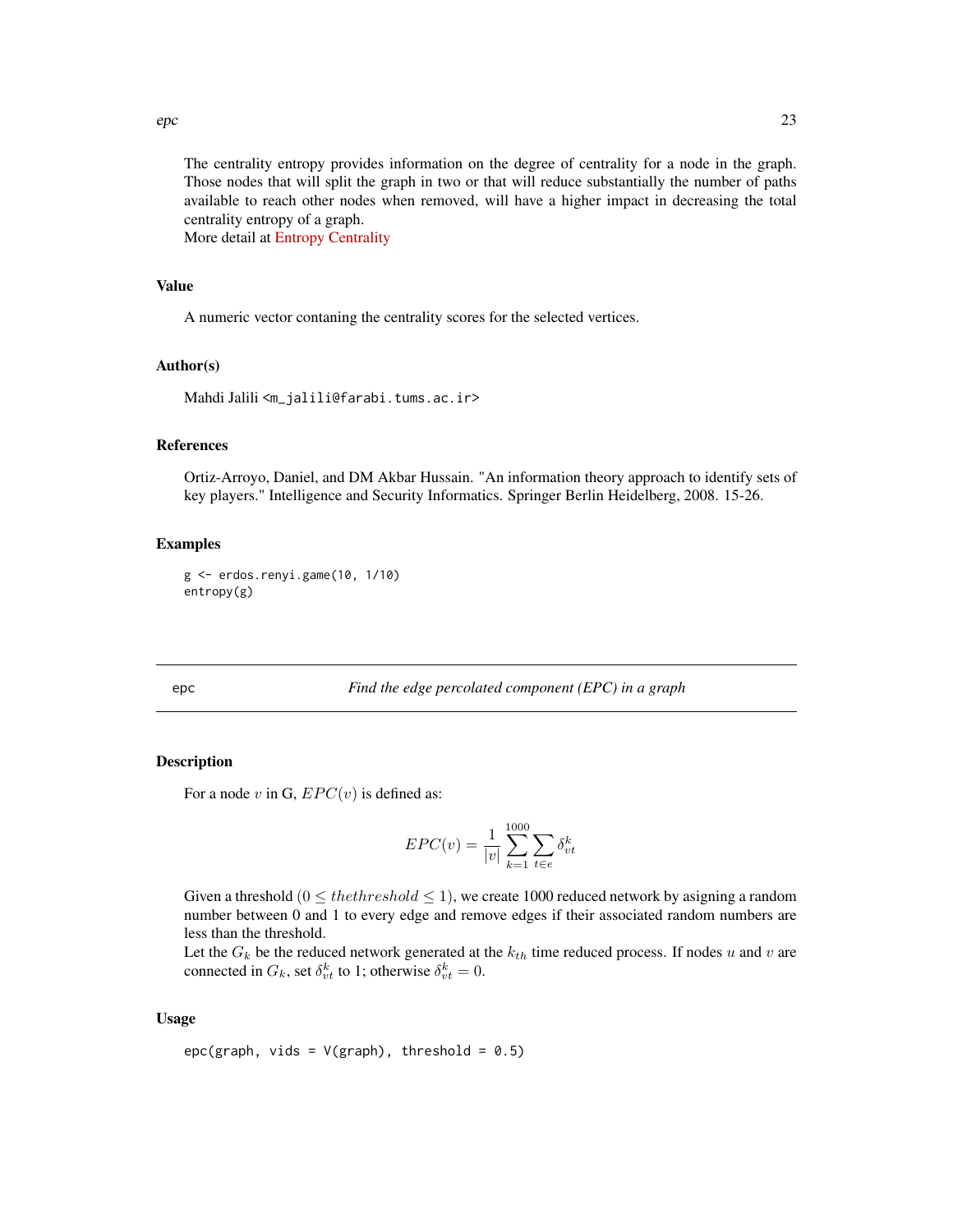The centrality entropy provides information on the degree of centrality for a node in the graph. Those nodes that will split the graph in two or that will reduce substantially the number of paths available to reach other nodes when removed, will have a higher impact in decreasing the total centrality entropy of a graph.
More detail at Entropy Centrality

### Value

A numeric vector contaning the centrality scores for the selected vertices.

### Author(s)

Mahdi Jalili <m_jalili@farabi.tums.ac.ir>

### References

Ortiz-Arroyo, Daniel, and DM Akbar Hussain. "An information theory approach to identify sets of key players." Intelligence and Security Informatics. Springer Berlin Heidelberg, 2008. 15-26.

### Examples

```
g <- erdos.renyi.game(10, 1/10)
entropy(g)
```

---

## epc — *Find the edge percolated component (EPC) in a graph*

### Description

For a node $v$ in G, $EPC(v)$ is defined as:

$$EPC(v) = \frac{1}{|v|}\sum_{k=1}^{1000}\sum_{t \in e}\delta_{vt}^{k}$$

Given a threshold $(0 \leq thethreshold \leq 1)$, we create 1000 reduced network by asigning a random number between 0 and 1 to every edge and remove edges if their associated random numbers are less than the threshold.
Let the $G_k$ be the reduced network generated at the $k_{th}$ time reduced process. If nodes $u$ and $v$ are connected in $G_k$, set $\delta_{vt}^{k}$ to 1; otherwise $\delta_{vt}^{k} = 0$.

### Usage

```
epc(graph, vids = V(graph), threshold = 0.5)
```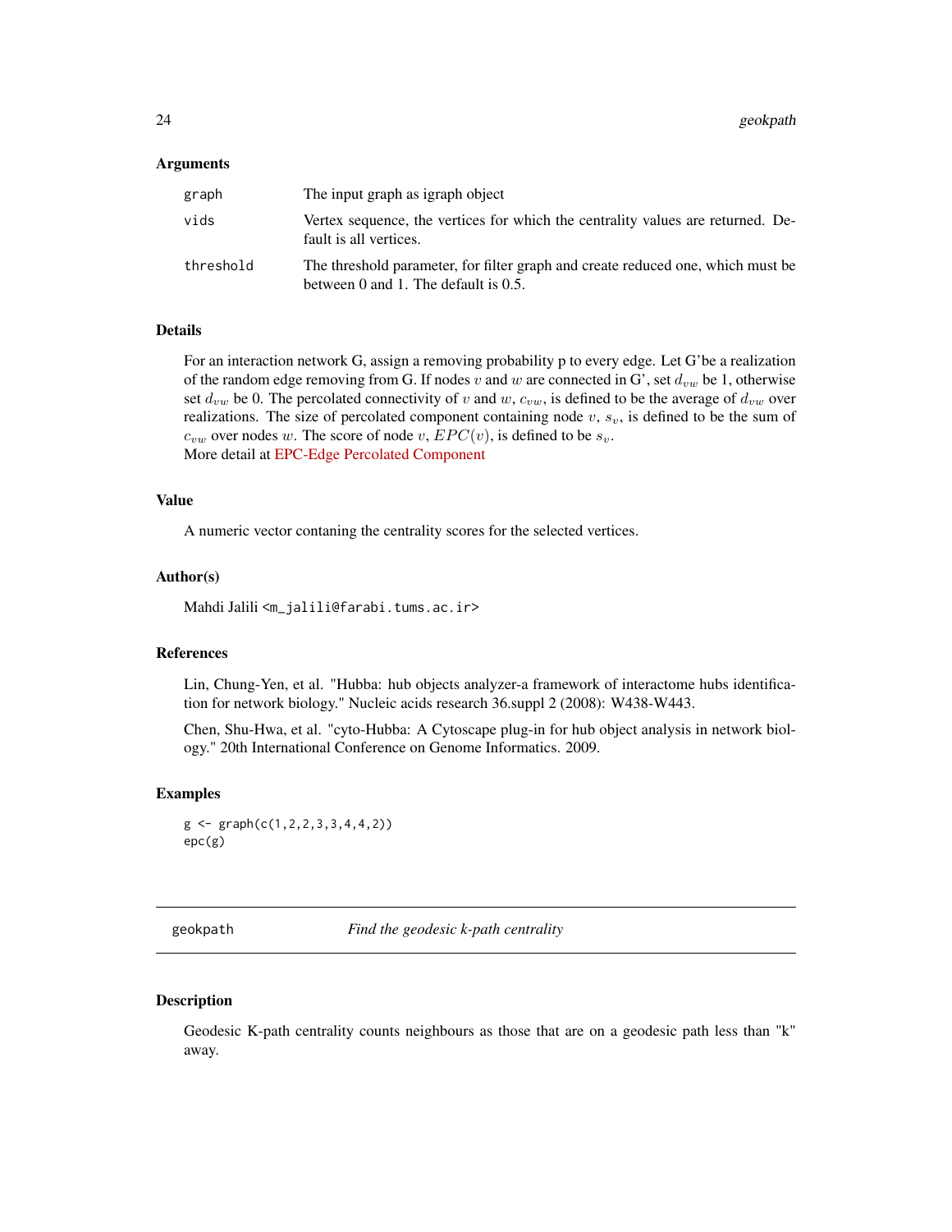### Arguments

| | |
|---|---|
| graph | The input graph as igraph object |
| vids | Vertex sequence, the vertices for which the centrality values are returned. Default is all vertices. |
| threshold | The threshold parameter, for filter graph and create reduced one, which must be between 0 and 1. The default is 0.5. |

### Details

For an interaction network G, assign a removing probability p to every edge. Let G'be a realization of the random edge removing from G. If nodes $v$ and $w$ are connected in G', set $d_{vw}$ be 1, otherwise set $d_{vw}$ be 0. The percolated connectivity of $v$ and $w$, $c_{vw}$, is defined to be the average of $d_{vw}$ over realizations. The size of percolated component containing node $v$, $s_v$, is defined to be the sum of $c_{vw}$ over nodes $w$. The score of node $v$, $EPC(v)$, is defined to be $s_v$.
More detail at EPC-Edge Percolated Component

### Value

A numeric vector contaning the centrality scores for the selected vertices.

### Author(s)

Mahdi Jalili <m_jalili@farabi.tums.ac.ir>

### References

Lin, Chung-Yen, et al. "Hubba: hub objects analyzer-a framework of interactome hubs identification for network biology." Nucleic acids research 36.suppl 2 (2008): W438-W443.

Chen, Shu-Hwa, et al. "cyto-Hubba: A Cytoscape plug-in for hub object analysis in network biology." 20th International Conference on Genome Informatics. 2009.

### Examples

```
g <- graph(c(1,2,2,3,3,4,4,2))
epc(g)
```

---

## geokpath — *Find the geodesic k-path centrality*

### Description

Geodesic K-path centrality counts neighbours as those that are on a geodesic path less than "k" away.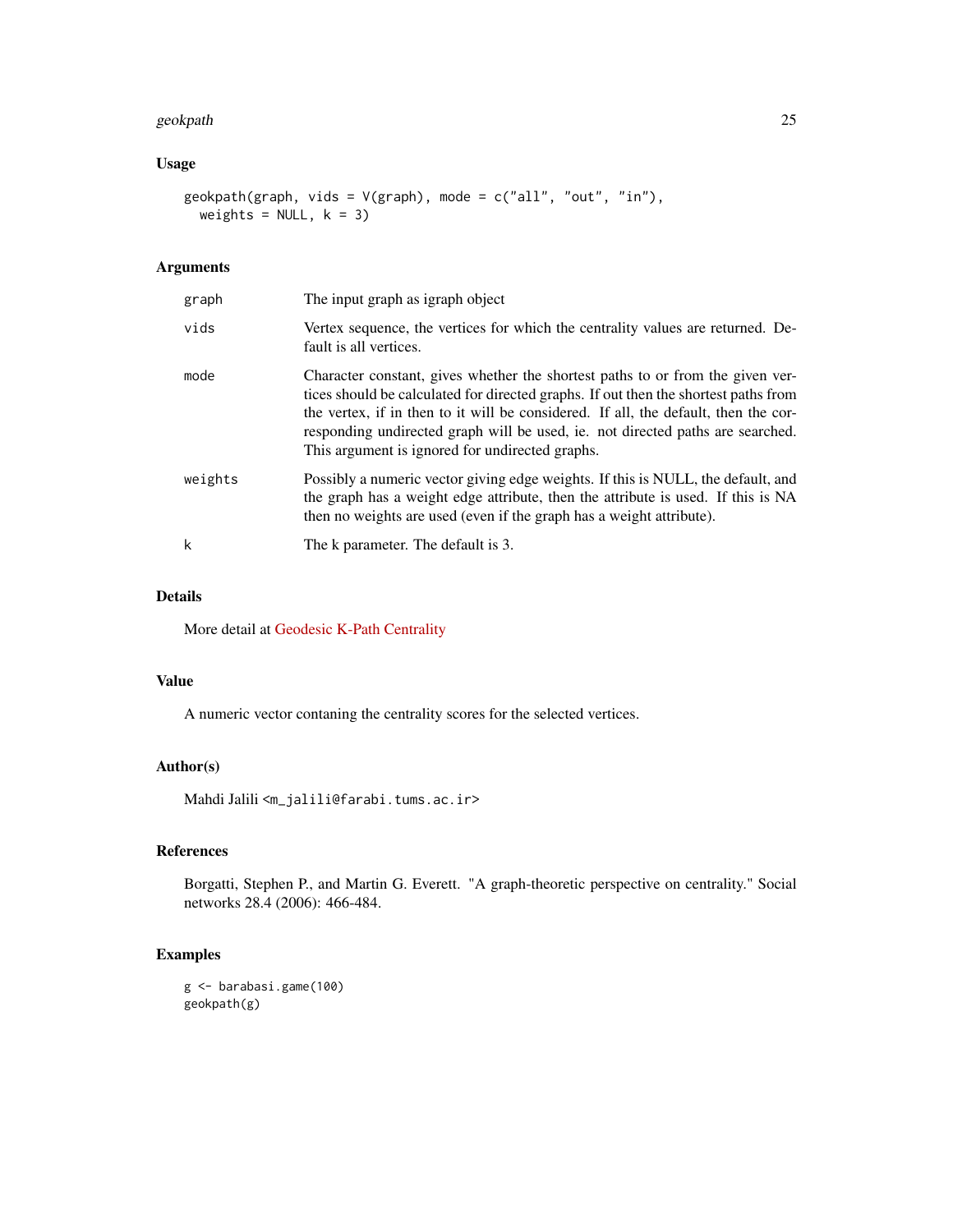## Usage

```
geokpath(graph, vids = V(graph), mode = c("all", "out", "in"),
  weights = NULL, k = 3)
```

## Arguments

| | |
|---|---|
| graph | The input graph as igraph object |
| vids | Vertex sequence, the vertices for which the centrality values are returned. Default is all vertices. |
| mode | Character constant, gives whether the shortest paths to or from the given vertices should be calculated for directed graphs. If out then the shortest paths from the vertex, if in then to it will be considered. If all, the default, then the corresponding undirected graph will be used, ie. not directed paths are searched. This argument is ignored for undirected graphs. |
| weights | Possibly a numeric vector giving edge weights. If this is NULL, the default, and the graph has a weight edge attribute, then the attribute is used. If this is NA then no weights are used (even if the graph has a weight attribute). |
| k | The k parameter. The default is 3. |

## Details

More detail at Geodesic K-Path Centrality

## Value

A numeric vector contaning the centrality scores for the selected vertices.

## Author(s)

Mahdi Jalili <m_jalili@farabi.tums.ac.ir>

## References

Borgatti, Stephen P., and Martin G. Everett. "A graph-theoretic perspective on centrality." Social networks 28.4 (2006): 466-484.

## Examples

```
g <- barabasi.game(100)
geokpath(g)
```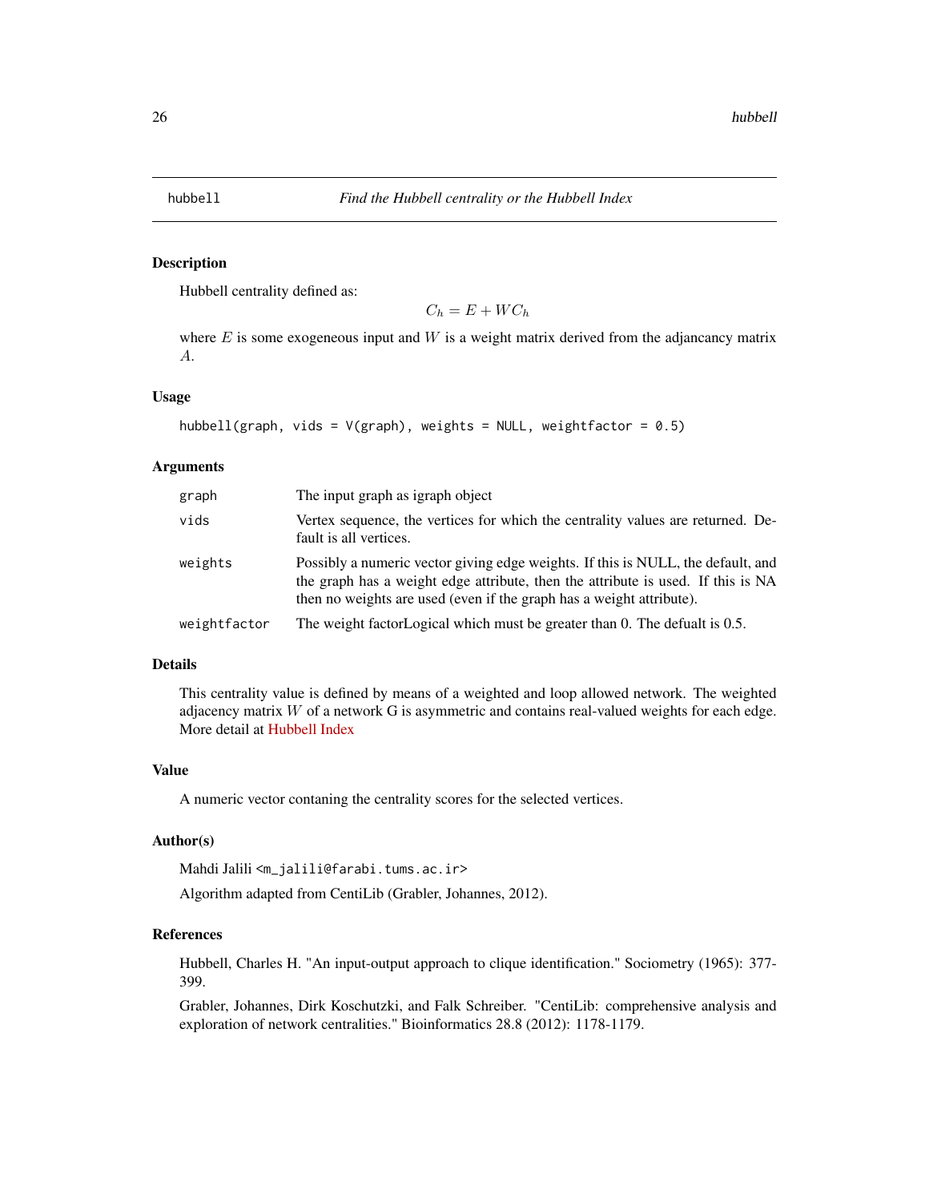## hubbell — *Find the Hubbell centrality or the Hubbell Index*

### Description

Hubbell centrality defined as:

$$C_h = E + WC_h$$

where $E$ is some exogeneous input and $W$ is a weight matrix derived from the adjancancy matrix $A$.

### Usage

```
hubbell(graph, vids = V(graph), weights = NULL, weightfactor = 0.5)
```

### Arguments

| | |
|---|---|
| graph | The input graph as igraph object |
| vids | Vertex sequence, the vertices for which the centrality values are returned. Default is all vertices. |
| weights | Possibly a numeric vector giving edge weights. If this is NULL, the default, and the graph has a weight edge attribute, then the attribute is used. If this is NA then no weights are used (even if the graph has a weight attribute). |
| weightfactor | The weight factorLogical which must be greater than 0. The defualt is 0.5. |

### Details

This centrality value is defined by means of a weighted and loop allowed network. The weighted adjacency matrix $W$ of a network G is asymmetric and contains real-valued weights for each edge. More detail at Hubbell Index

### Value

A numeric vector contaning the centrality scores for the selected vertices.

### Author(s)

Mahdi Jalili <m_jalili@farabi.tums.ac.ir>

Algorithm adapted from CentiLib (Grabler, Johannes, 2012).

### References

Hubbell, Charles H. "An input-output approach to clique identification." Sociometry (1965): 377-399.

Grabler, Johannes, Dirk Koschutzki, and Falk Schreiber. "CentiLib: comprehensive analysis and exploration of network centralities." Bioinformatics 28.8 (2012): 1178-1179.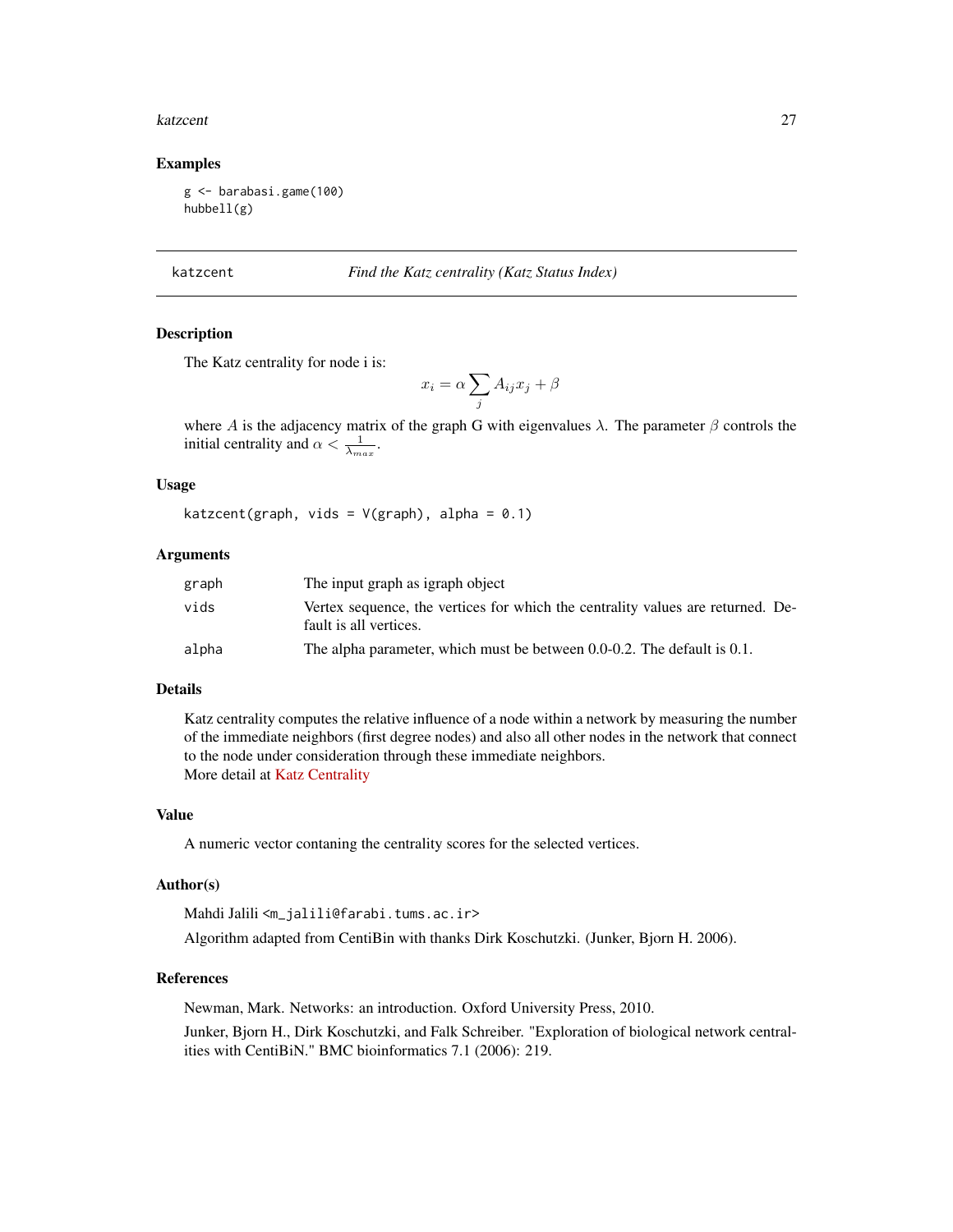## Examples

```
g <- barabasi.game(100)
hubbell(g)
```

---

katzcent *Find the Katz centrality (Katz Status Index)*

---

## Description

The Katz centrality for node i is:

$$x_i = \alpha \sum_j A_{ij} x_j + \beta$$

where $A$ is the adjacency matrix of the graph G with eigenvalues $\lambda$. The parameter $\beta$ controls the initial centrality and $\alpha < \frac{1}{\lambda_{max}}$.

## Usage

```
katzcent(graph, vids = V(graph), alpha = 0.1)
```

## Arguments

| | |
|---|---|
| graph | The input graph as igraph object |
| vids | Vertex sequence, the vertices for which the centrality values are returned. Default is all vertices. |
| alpha | The alpha parameter, which must be between 0.0-0.2. The default is 0.1. |

## Details

Katz centrality computes the relative influence of a node within a network by measuring the number of the immediate neighbors (first degree nodes) and also all other nodes in the network that connect to the node under consideration through these immediate neighbors.
More detail at Katz Centrality

## Value

A numeric vector contaning the centrality scores for the selected vertices.

## Author(s)

Mahdi Jalili <m_jalili@farabi.tums.ac.ir>

Algorithm adapted from CentiBin with thanks Dirk Koschutzki. (Junker, Bjorn H. 2006).

## References

Newman, Mark. Networks: an introduction. Oxford University Press, 2010.

Junker, Bjorn H., Dirk Koschutzki, and Falk Schreiber. "Exploration of biological network centralities with CentiBiN." BMC bioinformatics 7.1 (2006): 219.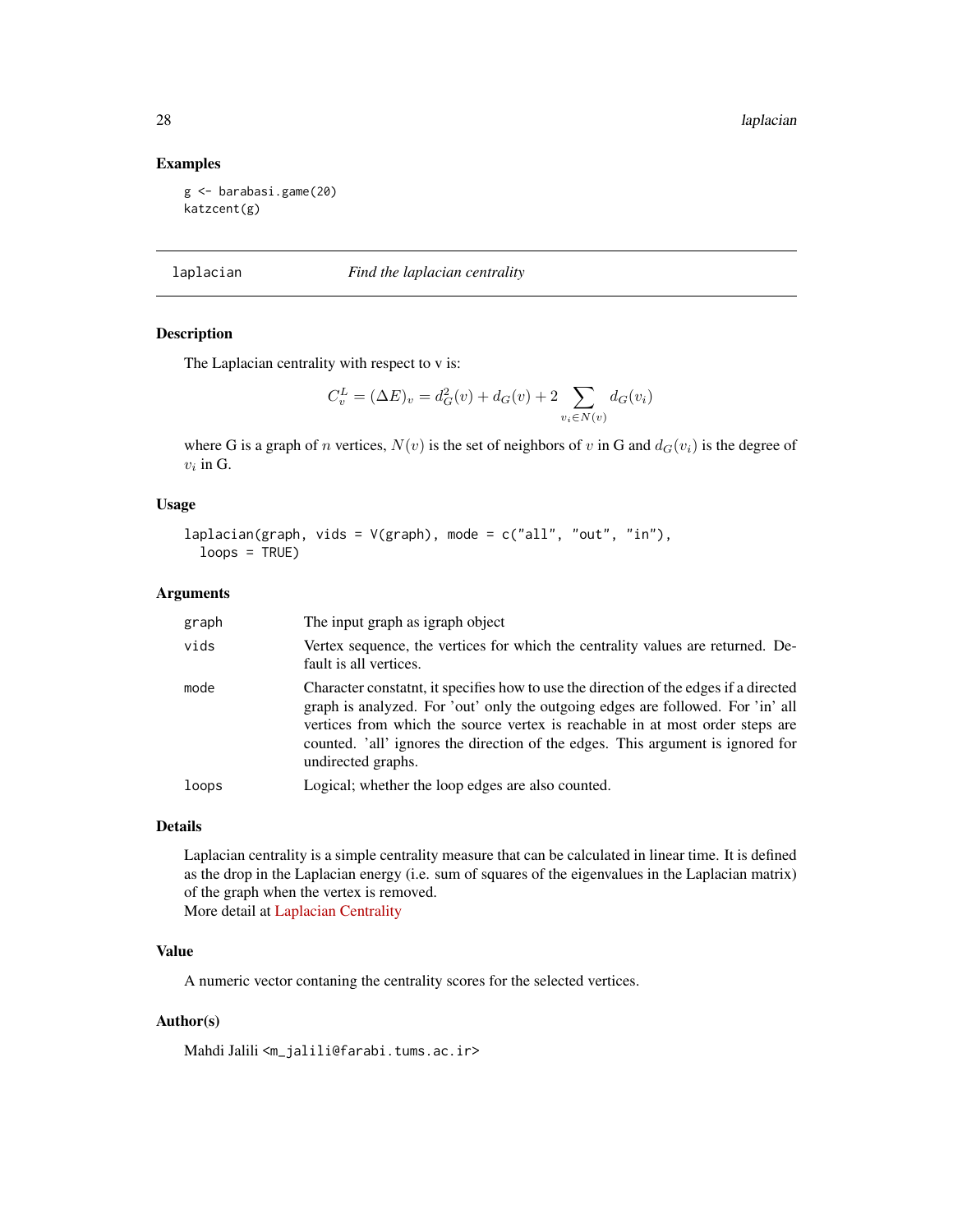### Examples

```
g <- barabasi.game(20)
katzcent(g)
```

---

## laplacian — *Find the laplacian centrality*

### Description

The Laplacian centrality with respect to v is:

$$C_v^L = (\Delta E)_v = d_G^2(v) + d_G(v) + 2 \sum_{v_i \in N(v)} d_G(v_i)$$

where G is a graph of $n$ vertices, $N(v)$ is the set of neighbors of $v$ in G and $d_G(v_i)$ is the degree of $v_i$ in G.

### Usage

```
laplacian(graph, vids = V(graph), mode = c("all", "out", "in"),
  loops = TRUE)
```

### Arguments

| | |
|---|---|
| graph | The input graph as igraph object |
| vids | Vertex sequence, the vertices for which the centrality values are returned. Default is all vertices. |
| mode | Character constatnt, it specifies how to use the direction of the edges if a directed graph is analyzed. For 'out' only the outgoing edges are followed. For 'in' all vertices from which the source vertex is reachable in at most order steps are counted. 'all' ignores the direction of the edges. This argument is ignored for undirected graphs. |
| loops | Logical; whether the loop edges are also counted. |

### Details

Laplacian centrality is a simple centrality measure that can be calculated in linear time. It is defined as the drop in the Laplacian energy (i.e. sum of squares of the eigenvalues in the Laplacian matrix) of the graph when the vertex is removed.
More detail at Laplacian Centrality

### Value

A numeric vector contaning the centrality scores for the selected vertices.

### Author(s)

Mahdi Jalili <m_jalili@farabi.tums.ac.ir>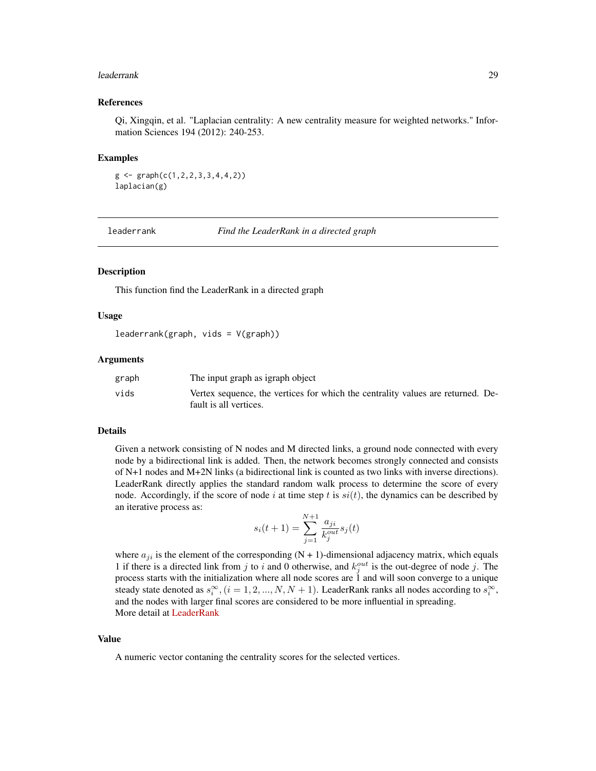### References

Qi, Xingqin, et al. "Laplacian centrality: A new centrality measure for weighted networks." Information Sciences 194 (2012): 240-253.

### Examples

```
g <- graph(c(1,2,2,3,3,4,4,2))
laplacian(g)
```

## leaderrank — *Find the LeaderRank in a directed graph*

### Description

This function find the LeaderRank in a directed graph

### Usage

```
leaderrank(graph, vids = V(graph))
```

### Arguments

| | |
|---|---|
| graph | The input graph as igraph object |
| vids | Vertex sequence, the vertices for which the centrality values are returned. Default is all vertices. |

### Details

Given a network consisting of N nodes and M directed links, a ground node connected with every node by a bidirectional link is added. Then, the network becomes strongly connected and consists of N+1 nodes and M+2N links (a bidirectional link is counted as two links with inverse directions). LeaderRank directly applies the standard random walk process to determine the score of every node. Accordingly, if the score of node $i$ at time step $t$ is $si(t)$, the dynamics can be described by an iterative process as:

$$s_i(t+1) = \sum_{j=1}^{N+1} \frac{a_{ji}}{k_j^{out}} s_j(t)$$

where $a_{ji}$ is the element of the corresponding (N + 1)-dimensional adjacency matrix, which equals 1 if there is a directed link from $j$ to $i$ and 0 otherwise, and $k_j^{out}$ is the out-degree of node $j$. The process starts with the initialization where all node scores are 1 and will soon converge to a unique steady state denoted as $s_i^{\infty}, (i = 1, 2, ..., N, N+1)$. LeaderRank ranks all nodes according to $s_i^{\infty}$, and the nodes with larger final scores are considered to be more influential in spreading.
More detail at LeaderRank

### Value

A numeric vector contaning the centrality scores for the selected vertices.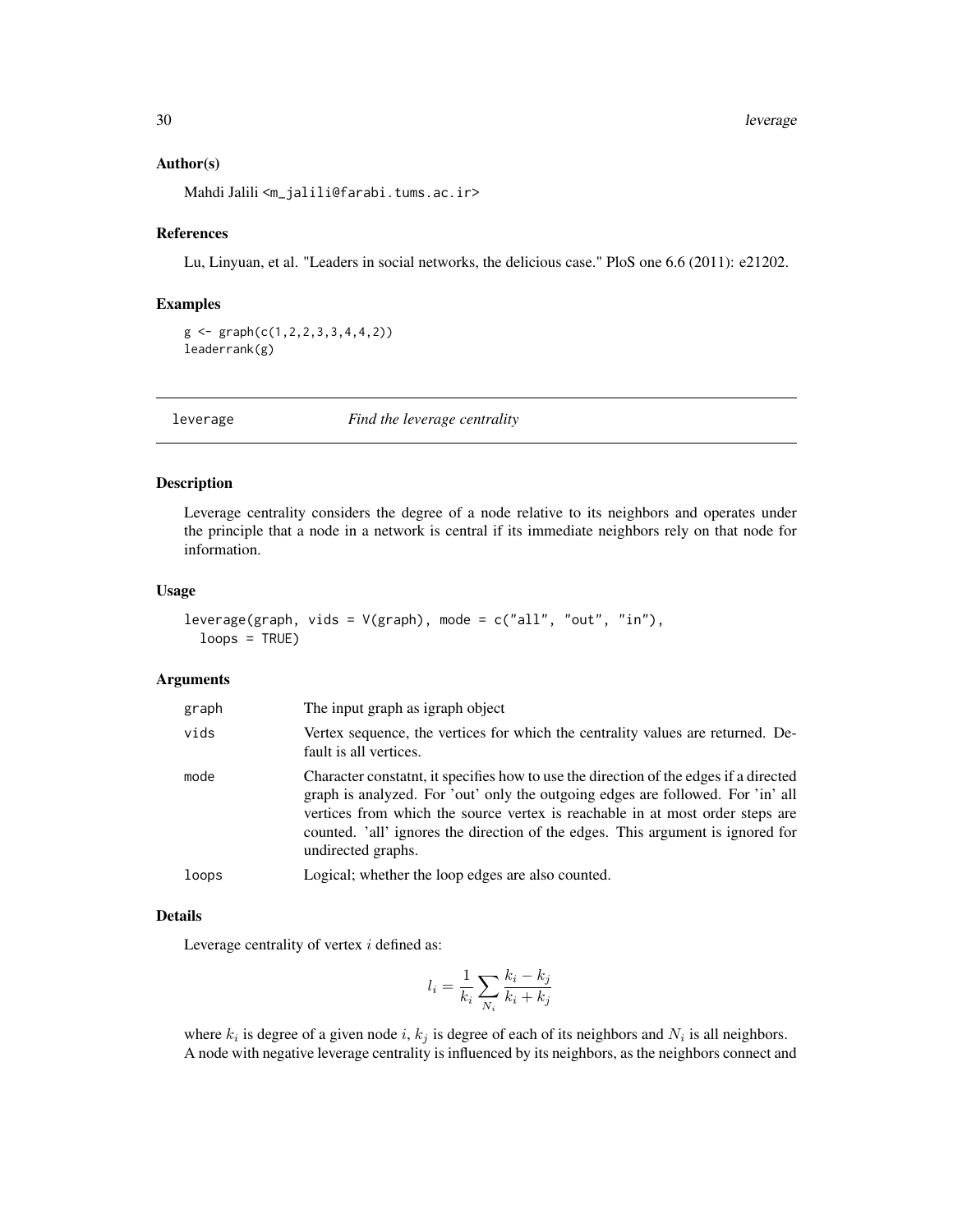### Author(s)

Mahdi Jalili <m_jalili@farabi.tums.ac.ir>

### References

Lu, Linyuan, et al. "Leaders in social networks, the delicious case." PloS one 6.6 (2011): e21202.

### Examples

```
g <- graph(c(1,2,2,3,3,4,4,2))
leaderrank(g)
```

---

## leverage — *Find the leverage centrality*

---

### Description

Leverage centrality considers the degree of a node relative to its neighbors and operates under the principle that a node in a network is central if its immediate neighbors rely on that node for information.

### Usage

```
leverage(graph, vids = V(graph), mode = c("all", "out", "in"),
  loops = TRUE)
```

### Arguments

| | |
|---|---|
| graph | The input graph as igraph object |
| vids | Vertex sequence, the vertices for which the centrality values are returned. Default is all vertices. |
| mode | Character constatnt, it specifies how to use the direction of the edges if a directed graph is analyzed. For 'out' only the outgoing edges are followed. For 'in' all vertices from which the source vertex is reachable in at most order steps are counted. 'all' ignores the direction of the edges. This argument is ignored for undirected graphs. |
| loops | Logical; whether the loop edges are also counted. |

### Details

Leverage centrality of vertex $i$ defined as:

$$l_i = \frac{1}{k_i} \sum_{N_i} \frac{k_i - k_j}{k_i + k_j}$$

where $k_i$ is degree of a given node $i$, $k_j$ is degree of each of its neighbors and $N_i$ is all neighbors. A node with negative leverage centrality is influenced by its neighbors, as the neighbors connect and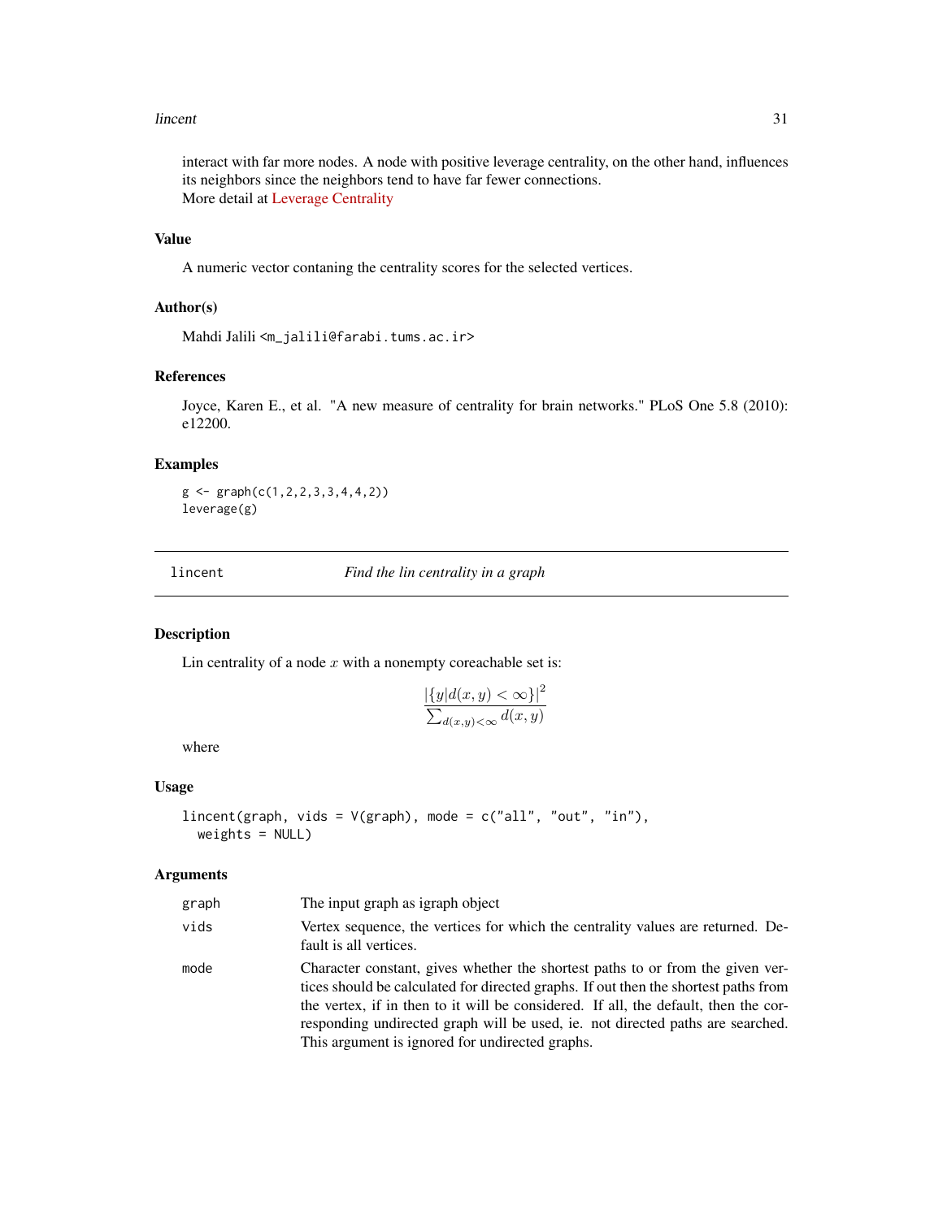interact with far more nodes. A node with positive leverage centrality, on the other hand, influences its neighbors since the neighbors tend to have far fewer connections.
More detail at Leverage Centrality

### Value

A numeric vector contaning the centrality scores for the selected vertices.

### Author(s)

Mahdi Jalili <m_jalili@farabi.tums.ac.ir>

### References

Joyce, Karen E., et al. "A new measure of centrality for brain networks." PLoS One 5.8 (2010): e12200.

### Examples

```
g <- graph(c(1,2,2,3,3,4,4,2))
leverage(g)
```

---

## lincent — *Find the lin centrality in a graph*

### Description

Lin centrality of a node $x$ with a nonempty coreachable set is:

$$\frac{|\{y|d(x,y) < \infty\}|^2}{\sum_{d(x,y)<\infty} d(x,y)}$$

where

### Usage

```
lincent(graph, vids = V(graph), mode = c("all", "out", "in"),
  weights = NULL)
```

### Arguments

| | |
|---|---|
| `graph` | The input graph as igraph object |
| `vids` | Vertex sequence, the vertices for which the centrality values are returned. Default is all vertices. |
| `mode` | Character constant, gives whether the shortest paths to or from the given vertices should be calculated for directed graphs. If out then the shortest paths from the vertex, if in then to it will be considered. If all, the default, then the corresponding undirected graph will be used, ie. not directed paths are searched. This argument is ignored for undirected graphs. |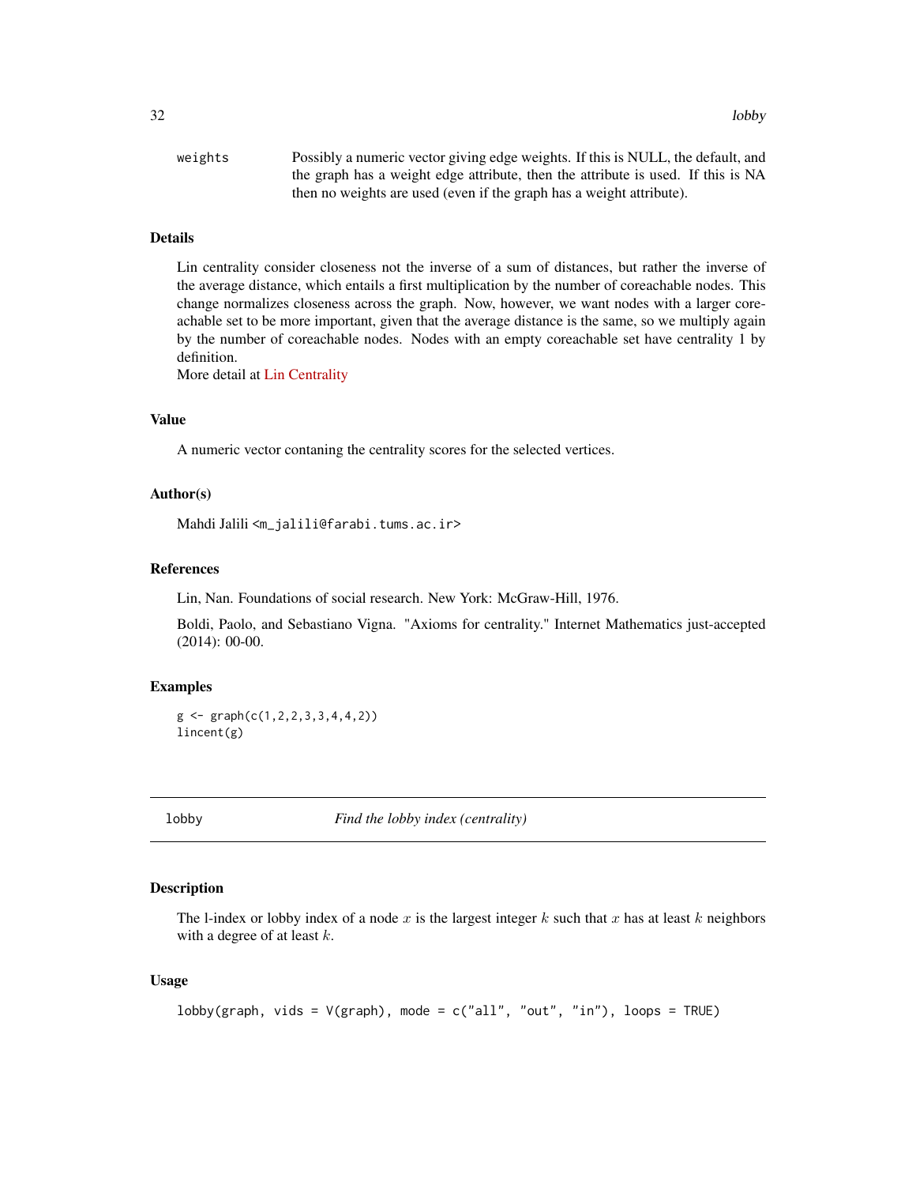| | |
|---|---|
| weights | Possibly a numeric vector giving edge weights. If this is NULL, the default, and the graph has a weight edge attribute, then the attribute is used. If this is NA then no weights are used (even if the graph has a weight attribute). |

### Details

Lin centrality consider closeness not the inverse of a sum of distances, but rather the inverse of the average distance, which entails a first multiplication by the number of coreachable nodes. This change normalizes closeness across the graph. Now, however, we want nodes with a larger coreachable set to be more important, given that the average distance is the same, so we multiply again by the number of coreachable nodes. Nodes with an empty coreachable set have centrality 1 by definition.
More detail at Lin Centrality

### Value

A numeric vector contaning the centrality scores for the selected vertices.

### Author(s)

Mahdi Jalili <m_jalili@farabi.tums.ac.ir>

### References

Lin, Nan. Foundations of social research. New York: McGraw-Hill, 1976.

Boldi, Paolo, and Sebastiano Vigna. "Axioms for centrality." Internet Mathematics just-accepted (2014): 00-00.

### Examples

```
g <- graph(c(1,2,2,3,3,4,4,2))
lincent(g)
```

---

## lobby — *Find the lobby index (centrality)*

### Description

The l-index or lobby index of a node $x$ is the largest integer $k$ such that $x$ has at least $k$ neighbors with a degree of at least $k$.

### Usage

```
lobby(graph, vids = V(graph), mode = c("all", "out", "in"), loops = TRUE)
```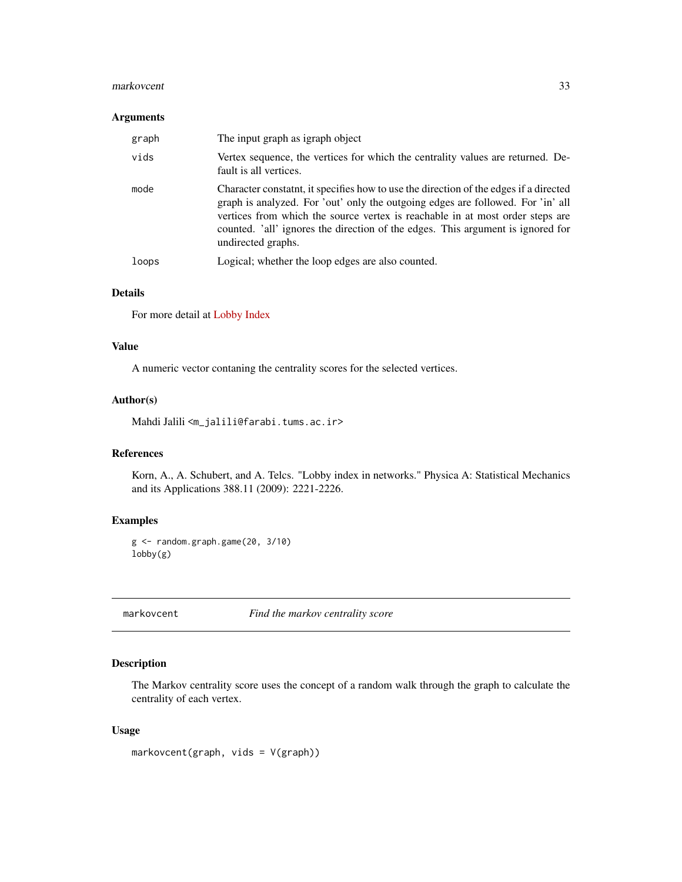### Arguments

| | |
|---|---|
| graph | The input graph as igraph object |
| vids | Vertex sequence, the vertices for which the centrality values are returned. Default is all vertices. |
| mode | Character constatnt, it specifies how to use the direction of the edges if a directed graph is analyzed. For 'out' only the outgoing edges are followed. For 'in' all vertices from which the source vertex is reachable in at most order steps are counted. 'all' ignores the direction of the edges. This argument is ignored for undirected graphs. |
| loops | Logical; whether the loop edges are also counted. |

### Details

For more detail at Lobby Index

### Value

A numeric vector contaning the centrality scores for the selected vertices.

### Author(s)

Mahdi Jalili <m_jalili@farabi.tums.ac.ir>

### References

Korn, A., A. Schubert, and A. Telcs. "Lobby index in networks." Physica A: Statistical Mechanics and its Applications 388.11 (2009): 2221-2226.

### Examples

```
g <- random.graph.game(20, 3/10)
lobby(g)
```

---

## markovcent — *Find the markov centrality score*

### Description

The Markov centrality score uses the concept of a random walk through the graph to calculate the centrality of each vertex.

### Usage

```
markovcent(graph, vids = V(graph))
```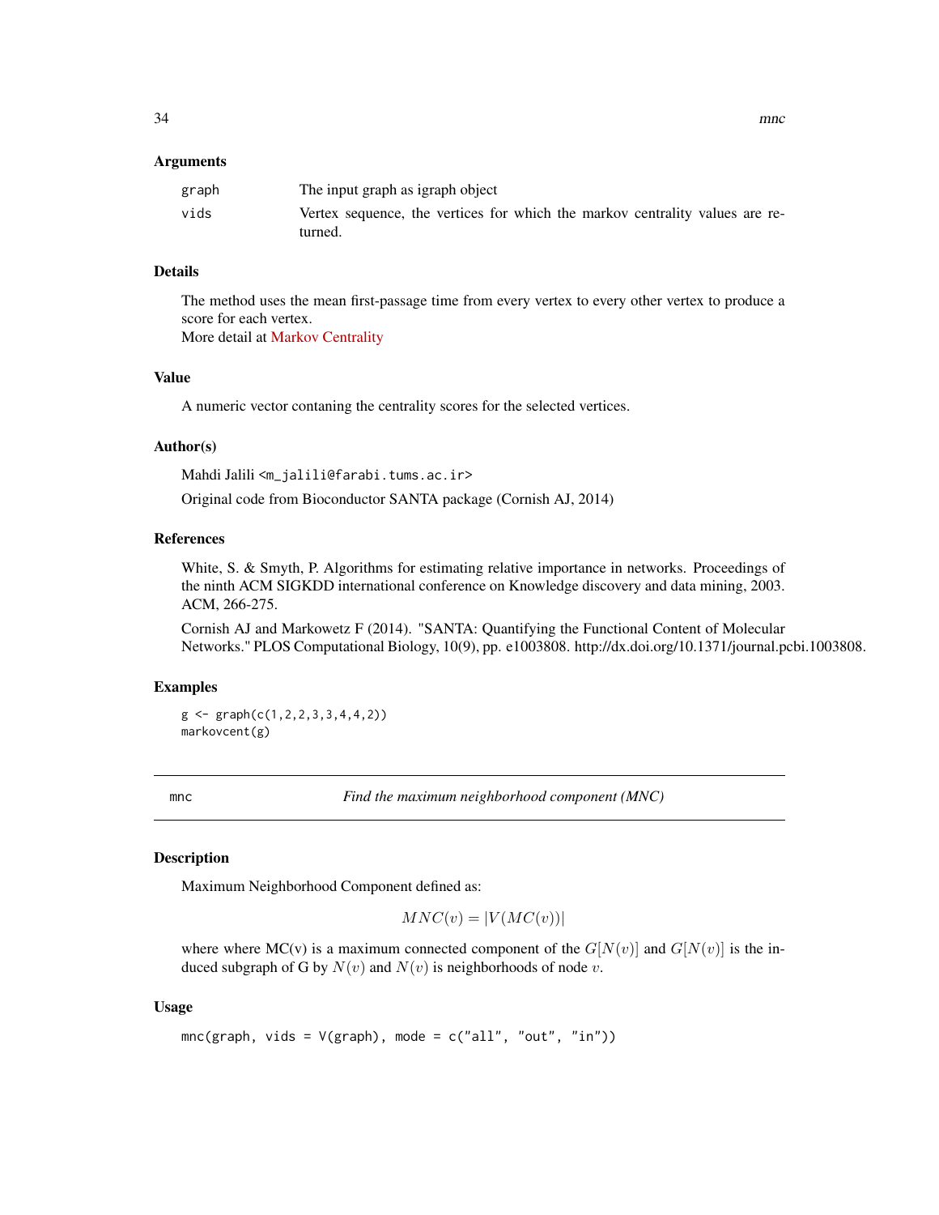### Arguments

| | |
|---|---|
| graph | The input graph as igraph object |
| vids | Vertex sequence, the vertices for which the markov centrality values are returned. |

### Details

The method uses the mean first-passage time from every vertex to every other vertex to produce a score for each vertex.
More detail at Markov Centrality

### Value

A numeric vector contaning the centrality scores for the selected vertices.

### Author(s)

Mahdi Jalili <m_jalili@farabi.tums.ac.ir>

Original code from Bioconductor SANTA package (Cornish AJ, 2014)

### References

White, S. & Smyth, P. Algorithms for estimating relative importance in networks. Proceedings of the ninth ACM SIGKDD international conference on Knowledge discovery and data mining, 2003. ACM, 266-275.

Cornish AJ and Markowetz F (2014). "SANTA: Quantifying the Functional Content of Molecular Networks." PLOS Computational Biology, 10(9), pp. e1003808. http://dx.doi.org/10.1371/journal.pcbi.1003808.

### Examples

```
g <- graph(c(1,2,2,3,3,4,4,2))
markovcent(g)
```

---

## mnc — *Find the maximum neighborhood component (MNC)*

### Description

Maximum Neighborhood Component defined as:

$$MNC(v) = |V(MC(v))|$$

where where MC(v) is a maximum connected component of the $G[N(v)]$ and $G[N(v)]$ is the induced subgraph of G by $N(v)$ and $N(v)$ is neighborhoods of node $v$.

### Usage

```
mnc(graph, vids = V(graph), mode = c("all", "out", "in"))
```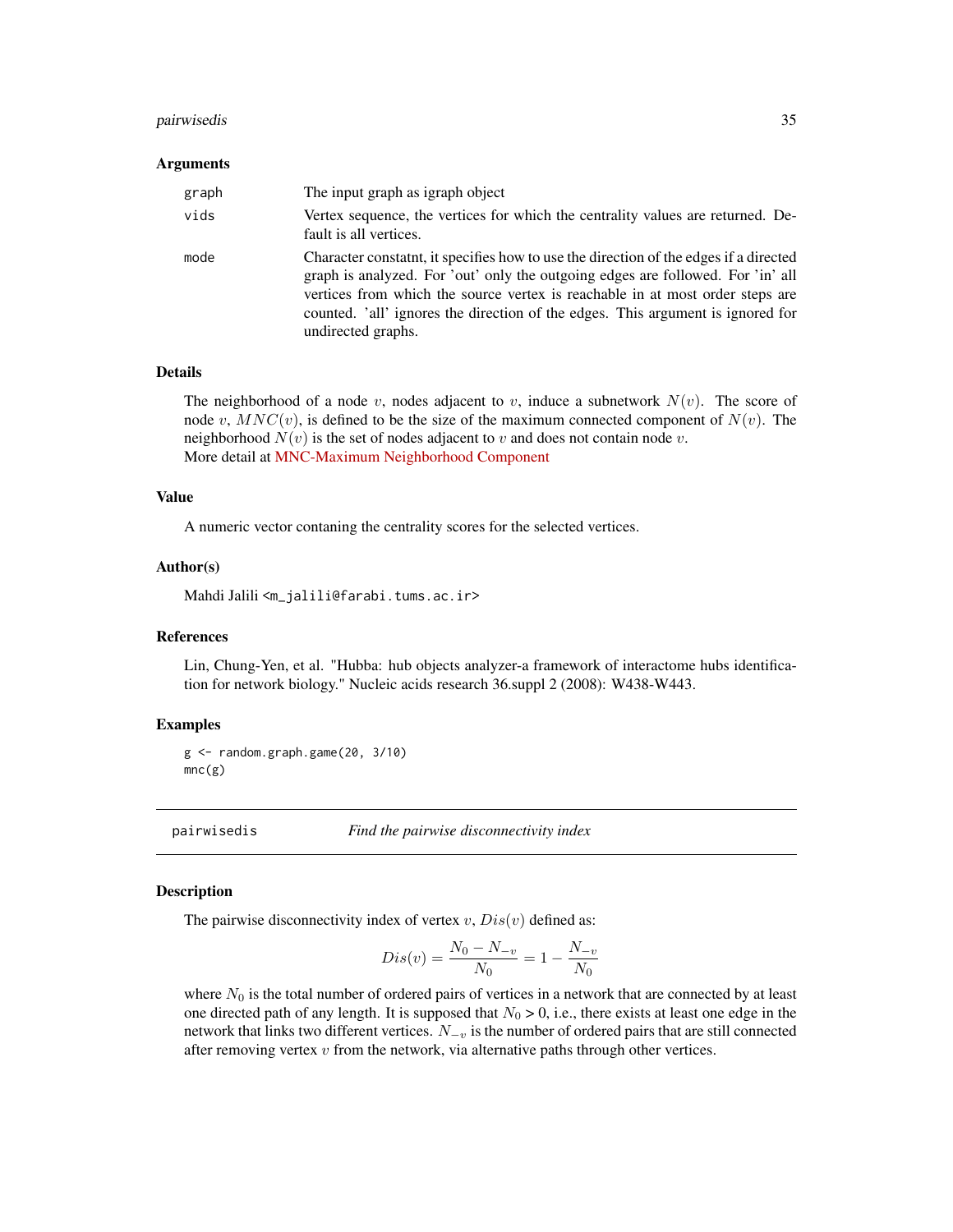### Arguments

| | |
|---|---|
| graph | The input graph as igraph object |
| vids | Vertex sequence, the vertices for which the centrality values are returned. Default is all vertices. |
| mode | Character constatnt, it specifies how to use the direction of the edges if a directed graph is analyzed. For 'out' only the outgoing edges are followed. For 'in' all vertices from which the source vertex is reachable in at most order steps are counted. 'all' ignores the direction of the edges. This argument is ignored for undirected graphs. |

### Details

The neighborhood of a node $v$, nodes adjacent to $v$, induce a subnetwork $N(v)$. The score of node $v$, $MNC(v)$, is defined to be the size of the maximum connected component of $N(v)$. The neighborhood $N(v)$ is the set of nodes adjacent to $v$ and does not contain node $v$.
More detail at MNC-Maximum Neighborhood Component

### Value

A numeric vector contaning the centrality scores for the selected vertices.

### Author(s)

Mahdi Jalili <m_jalili@farabi.tums.ac.ir>

### References

Lin, Chung-Yen, et al. "Hubba: hub objects analyzer-a framework of interactome hubs identification for network biology." Nucleic acids research 36.suppl 2 (2008): W438-W443.

### Examples

```
g <- random.graph.game(20, 3/10)
mnc(g)
```

---

## pairwisedis — *Find the pairwise disconnectivity index*

### Description

The pairwise disconnectivity index of vertex $v$, $Dis(v)$ defined as:

$$Dis(v) = \frac{N_0 - N_{-v}}{N_0} = 1 - \frac{N_{-v}}{N_0}$$

where $N_0$ is the total number of ordered pairs of vertices in a network that are connected by at least one directed path of any length. It is supposed that $N_0 > 0$, i.e., there exists at least one edge in the network that links two different vertices. $N_{-v}$ is the number of ordered pairs that are still connected after removing vertex $v$ from the network, via alternative paths through other vertices.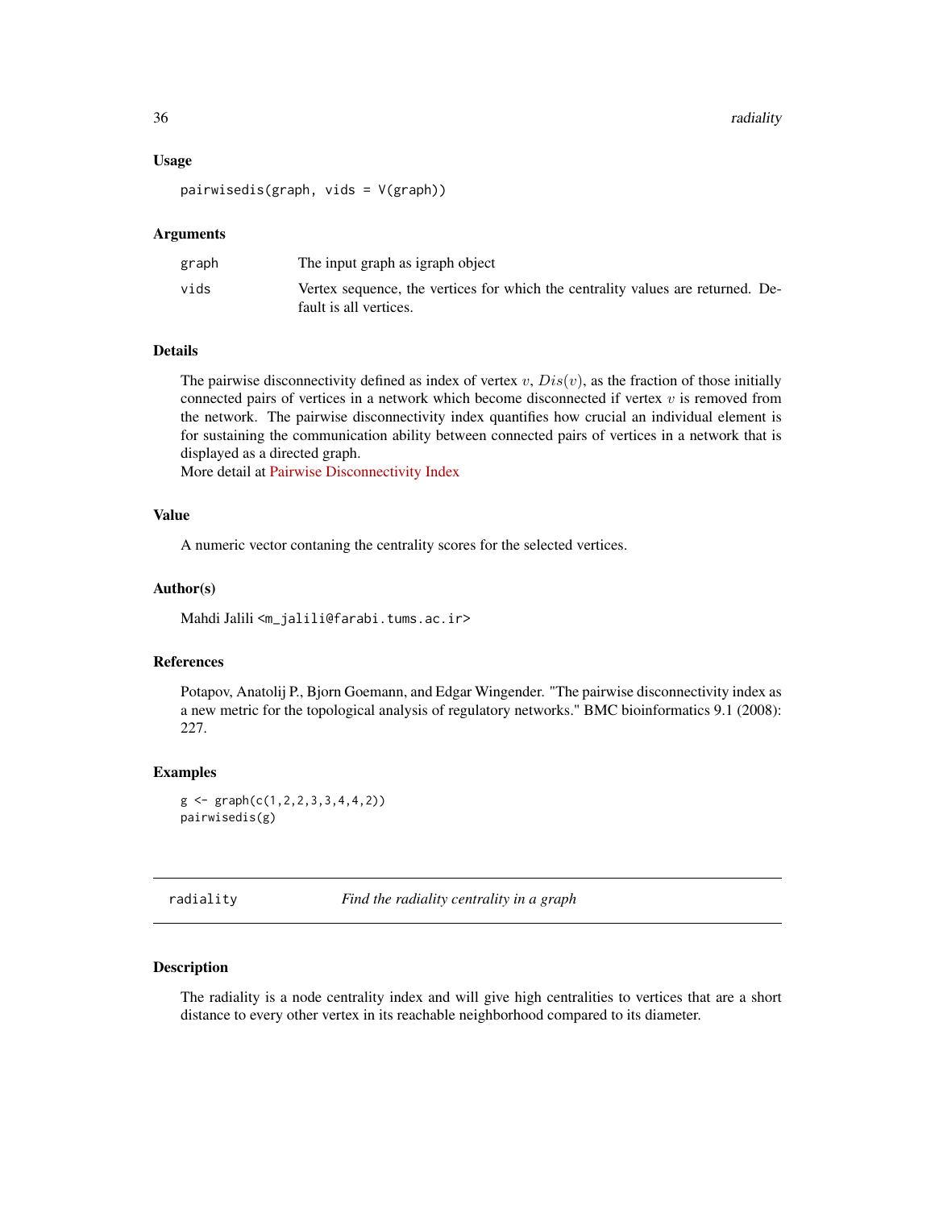### Usage

```
pairwisedis(graph, vids = V(graph))
```

### Arguments

| | |
|---|---|
| graph | The input graph as igraph object |
| vids | Vertex sequence, the vertices for which the centrality values are returned. Default is all vertices. |

### Details

The pairwise disconnectivity defined as index of vertex $v$, $Dis(v)$, as the fraction of those initially connected pairs of vertices in a network which become disconnected if vertex $v$ is removed from the network. The pairwise disconnectivity index quantifies how crucial an individual element is for sustaining the communication ability between connected pairs of vertices in a network that is displayed as a directed graph.
More detail at Pairwise Disconnectivity Index

### Value

A numeric vector contaning the centrality scores for the selected vertices.

### Author(s)

Mahdi Jalili <m_jalili@farabi.tums.ac.ir>

### References

Potapov, Anatolij P., Bjorn Goemann, and Edgar Wingender. "The pairwise disconnectivity index as a new metric for the topological analysis of regulatory networks." BMC bioinformatics 9.1 (2008): 227.

### Examples

```
g <- graph(c(1,2,2,3,3,4,4,2))
pairwisedis(g)
```

---

## radiality — *Find the radiality centrality in a graph*

---

### Description

The radiality is a node centrality index and will give high centralities to vertices that are a short distance to every other vertex in its reachable neighborhood compared to its diameter.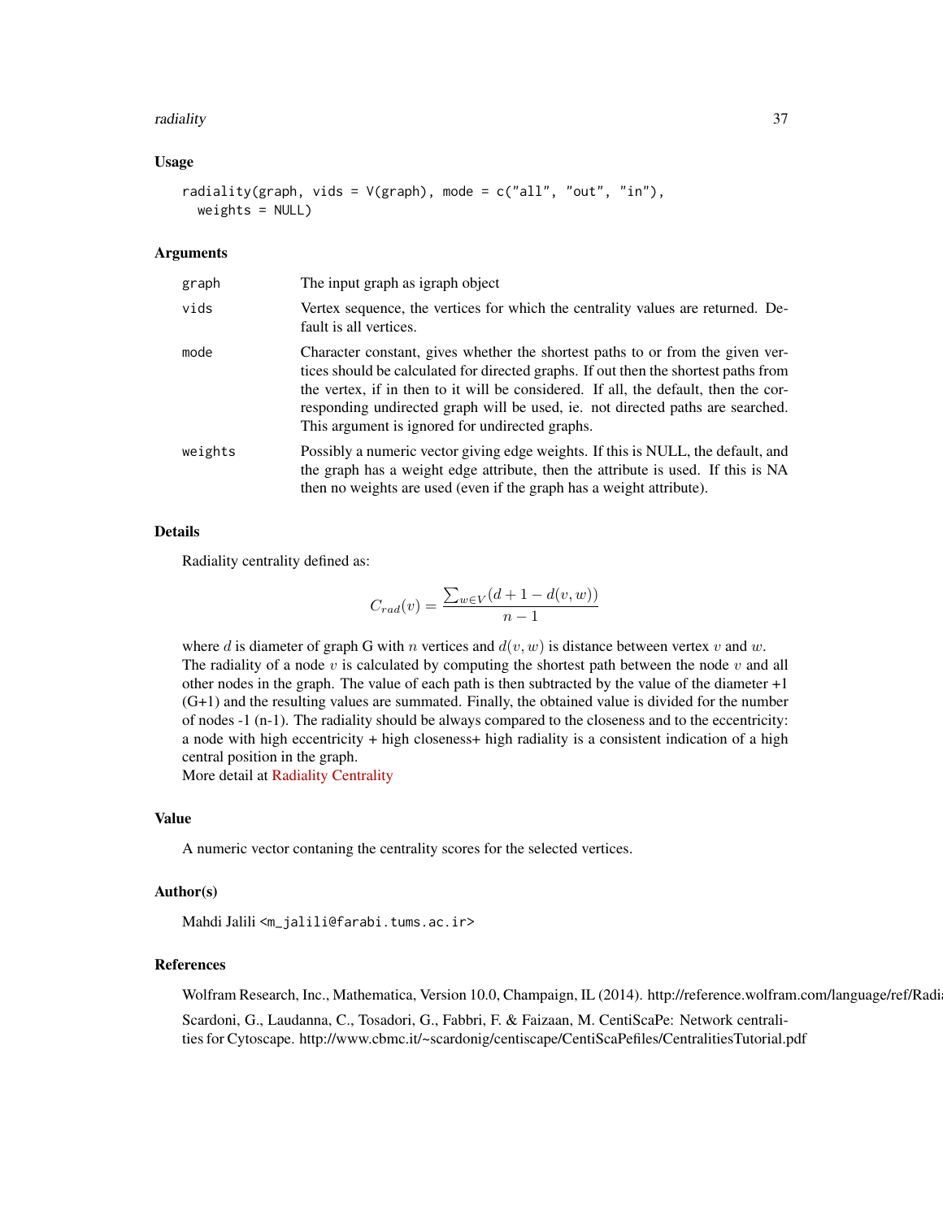### Usage

```
radiality(graph, vids = V(graph), mode = c("all", "out", "in"),
  weights = NULL)
```

### Arguments

| | |
|---|---|
| graph | The input graph as igraph object |
| vids | Vertex sequence, the vertices for which the centrality values are returned. Default is all vertices. |
| mode | Character constant, gives whether the shortest paths to or from the given vertices should be calculated for directed graphs. If out then the shortest paths from the vertex, if in then to it will be considered. If all, the default, then the corresponding undirected graph will be used, ie. not directed paths are searched. This argument is ignored for undirected graphs. |
| weights | Possibly a numeric vector giving edge weights. If this is NULL, the default, and the graph has a weight edge attribute, then the attribute is used. If this is NA then no weights are used (even if the graph has a weight attribute). |

### Details

Radiality centrality defined as:

$$C_{rad}(v) = \frac{\sum_{w \in V}(d + 1 - d(v, w))}{n - 1}$$

where $d$ is diameter of graph G with $n$ vertices and $d(v, w)$ is distance between vertex $v$ and $w$.
The radiality of a node $v$ is calculated by computing the shortest path between the node $v$ and all other nodes in the graph. The value of each path is then subtracted by the value of the diameter +1 (G+1) and the resulting values are summated. Finally, the obtained value is divided for the number of nodes -1 (n-1). The radiality should be always compared to the closeness and to the eccentricity: a node with high eccentricity + high closeness+ high radiality is a consistent indication of a high central position in the graph.
More detail at Radiality Centrality

### Value

A numeric vector contaning the centrality scores for the selected vertices.

### Author(s)

Mahdi Jalili <m_jalili@farabi.tums.ac.ir>

### References

Wolfram Research, Inc., Mathematica, Version 10.0, Champaign, IL (2014). http://reference.wolfram.com/language/ref/Radia

Scardoni, G., Laudanna, C., Tosadori, G., Fabbri, F. & Faizaan, M. CentiScaPe: Network centralities for Cytoscape. http://www.cbmc.it/~scardonig/centiscape/CentiScaPefiles/CentralitiesTutorial.pdf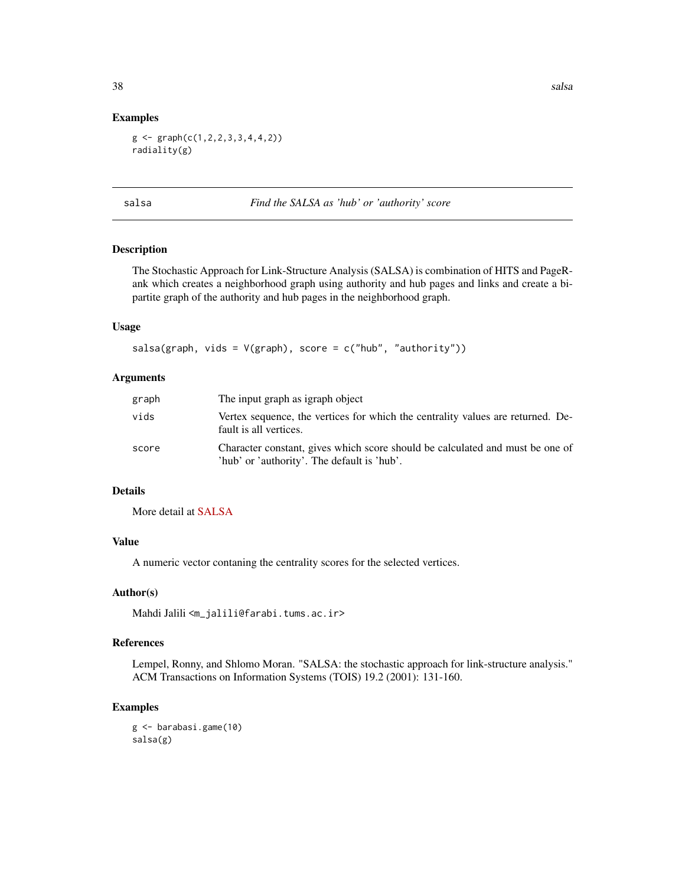## Examples

```
g <- graph(c(1,2,2,3,3,4,4,2))
radiality(g)
```

---

# salsa — *Find the SALSA as 'hub' or 'authority' score*

### Description

The Stochastic Approach for Link-Structure Analysis (SALSA) is combination of HITS and PageRank which creates a neighborhood graph using authority and hub pages and links and create a bipartite graph of the authority and hub pages in the neighborhood graph.

### Usage

```
salsa(graph, vids = V(graph), score = c("hub", "authority"))
```

### Arguments

| | |
|---|---|
| graph | The input graph as igraph object |
| vids | Vertex sequence, the vertices for which the centrality values are returned. Default is all vertices. |
| score | Character constant, gives which score should be calculated and must be one of 'hub' or 'authority'. The default is 'hub'. |

### Details

More detail at SALSA

### Value

A numeric vector contaning the centrality scores for the selected vertices.

### Author(s)

Mahdi Jalili <m_jalili@farabi.tums.ac.ir>

### References

Lempel, Ronny, and Shlomo Moran. "SALSA: the stochastic approach for link-structure analysis." ACM Transactions on Information Systems (TOIS) 19.2 (2001): 131-160.

### Examples

```
g <- barabasi.game(10)
salsa(g)
```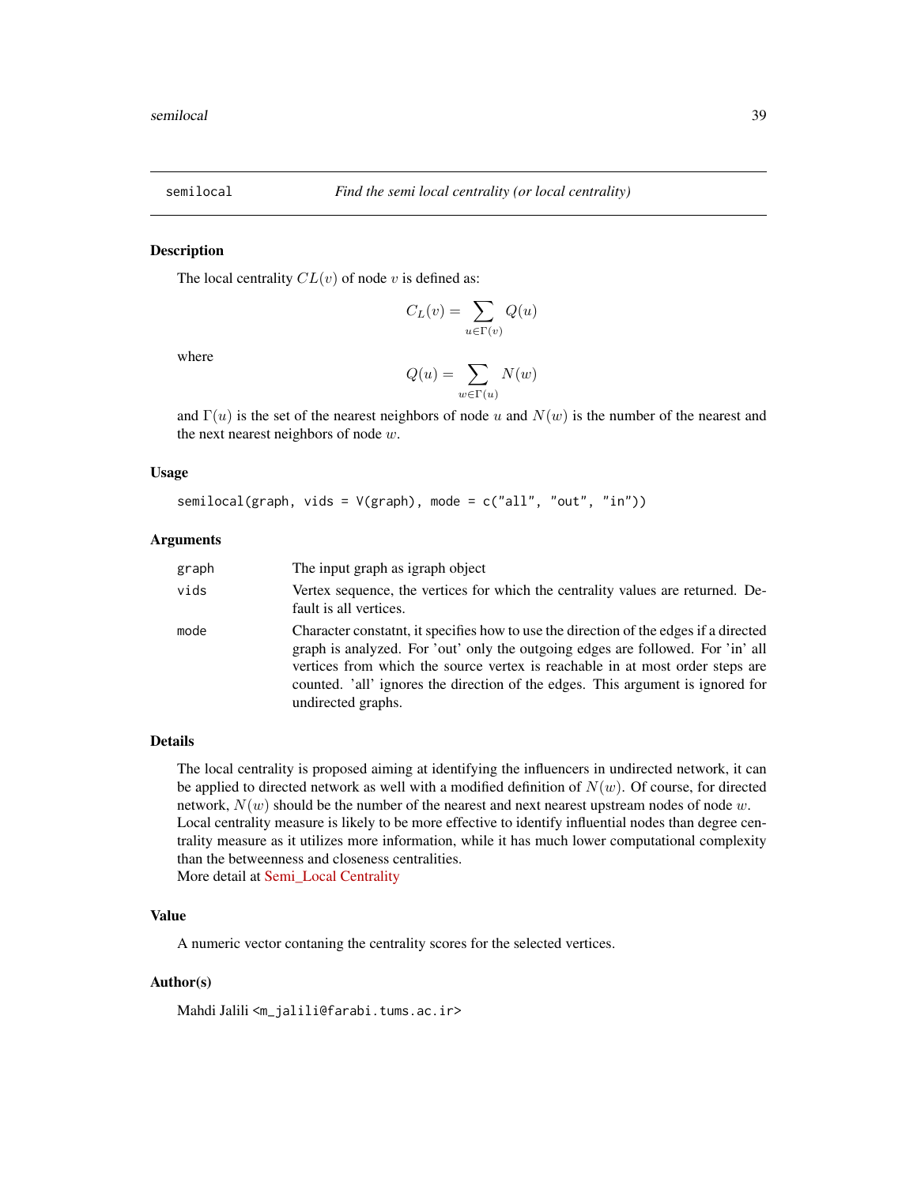## semilocal — *Find the semi local centrality (or local centrality)*

### Description

The local centrality $CL(v)$ of node $v$ is defined as:

$$C_L(v) = \sum_{u \in \Gamma(v)} Q(u)$$

where

$$Q(u) = \sum_{w \in \Gamma(u)} N(w)$$

and $\Gamma(u)$ is the set of the nearest neighbors of node $u$ and $N(w)$ is the number of the nearest and the next nearest neighbors of node $w$.

### Usage

```
semilocal(graph, vids = V(graph), mode = c("all", "out", "in"))
```

### Arguments

| | |
|---|---|
| graph | The input graph as igraph object |
| vids | Vertex sequence, the vertices for which the centrality values are returned. Default is all vertices. |
| mode | Character constatnt, it specifies how to use the direction of the edges if a directed graph is analyzed. For 'out' only the outgoing edges are followed. For 'in' all vertices from which the source vertex is reachable in at most order steps are counted. 'all' ignores the direction of the edges. This argument is ignored for undirected graphs. |

### Details

The local centrality is proposed aiming at identifying the influencers in undirected network, it can be applied to directed network as well with a modified definition of $N(w)$. Of course, for directed network, $N(w)$ should be the number of the nearest and next nearest upstream nodes of node $w$. Local centrality measure is likely to be more effective to identify influential nodes than degree centrality measure as it utilizes more information, while it has much lower computational complexity than the betweenness and closeness centralities.
More detail at Semi_Local Centrality

### Value

A numeric vector contaning the centrality scores for the selected vertices.

### Author(s)

Mahdi Jalili <m_jalili@farabi.tums.ac.ir>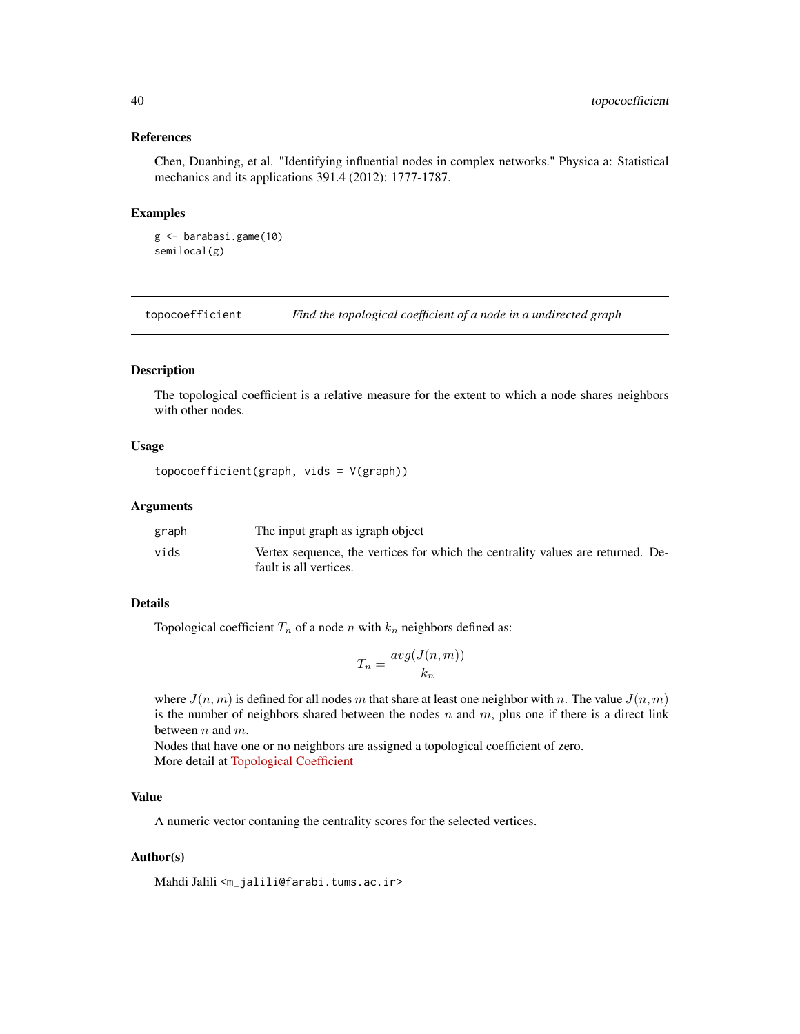## References

Chen, Duanbing, et al. "Identifying influential nodes in complex networks." Physica a: Statistical mechanics and its applications 391.4 (2012): 1777-1787.

## Examples

```
g <- barabasi.game(10)
semilocal(g)
```

---

# topocoefficient &nbsp;&nbsp;&nbsp; *Find the topological coefficient of a node in a undirected graph*

---

## Description

The topological coefficient is a relative measure for the extent to which a node shares neighbors with other nodes.

## Usage

```
topocoefficient(graph, vids = V(graph))
```

## Arguments

| | |
|---|---|
| graph | The input graph as igraph object |
| vids | Vertex sequence, the vertices for which the centrality values are returned. Default is all vertices. |

## Details

Topological coefficient $T_n$ of a node $n$ with $k_n$ neighbors defined as:

$$T_n = \frac{avg(J(n,m))}{k_n}$$

where $J(n,m)$ is defined for all nodes $m$ that share at least one neighbor with $n$. The value $J(n,m)$ is the number of neighbors shared between the nodes $n$ and $m$, plus one if there is a direct link between $n$ and $m$.
Nodes that have one or no neighbors are assigned a topological coefficient of zero.
More detail at Topological Coefficient

## Value

A numeric vector contaning the centrality scores for the selected vertices.

## Author(s)

Mahdi Jalili <m_jalili@farabi.tums.ac.ir>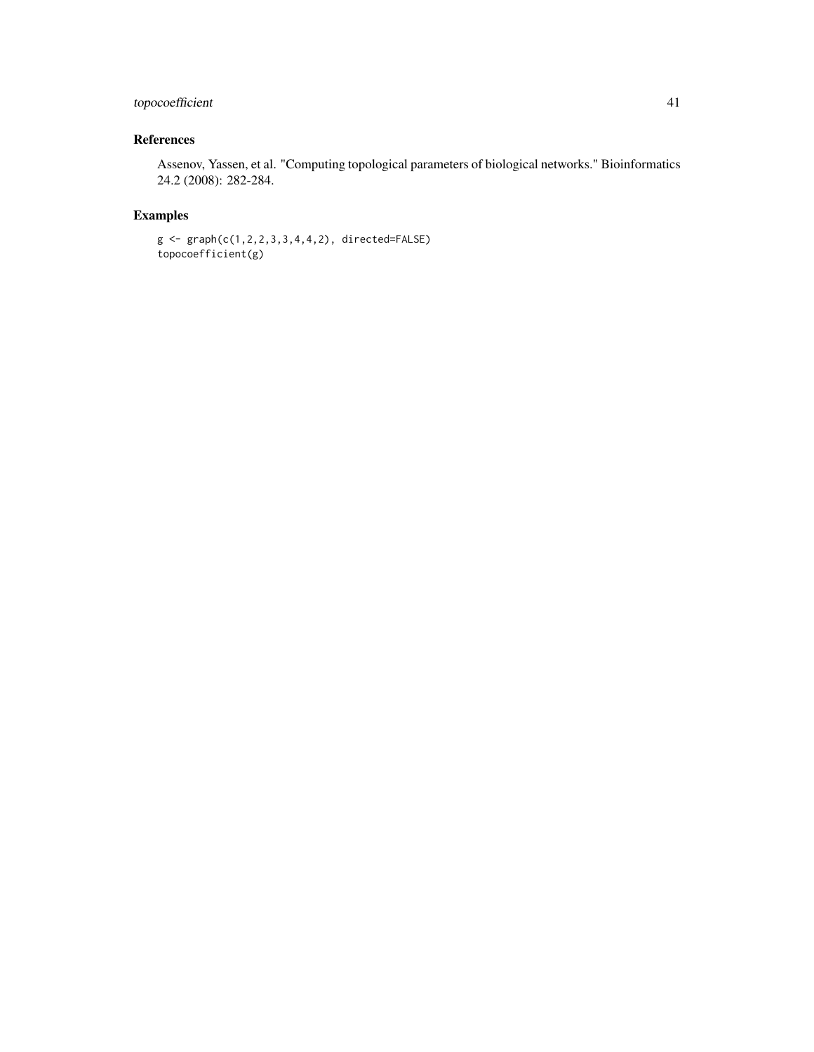### References

Assenov, Yassen, et al. "Computing topological parameters of biological networks." Bioinformatics 24.2 (2008): 282-284.

### Examples

```
g <- graph(c(1,2,2,3,3,4,4,2), directed=FALSE)
topocoefficient(g)
```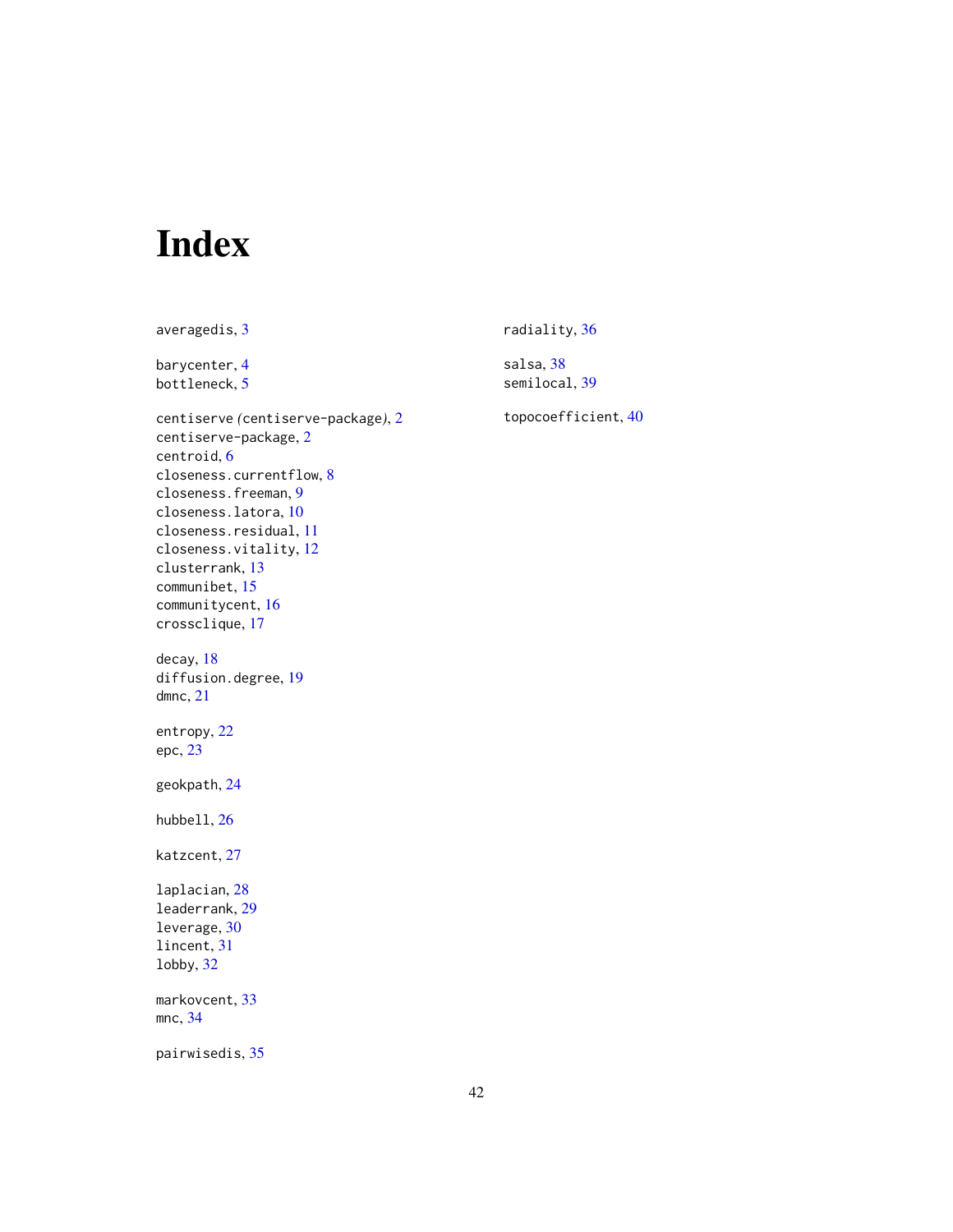# Index

averagedis, 3

barycenter, 4
bottleneck, 5

centiserve *(centiserve-package)*, 2
centiserve-package, 2
centroid, 6
closeness.currentflow, 8
closeness.freeman, 9
closeness.latora, 10
closeness.residual, 11
closeness.vitality, 12
clusterrank, 13
communibet, 15
communitycent, 16
crossclique, 17

decay, 18
diffusion.degree, 19
dmnc, 21

entropy, 22
epc, 23

geokpath, 24

hubbell, 26

katzcent, 27

laplacian, 28
leaderrank, 29
leverage, 30
lincent, 31
lobby, 32

markovcent, 33
mnc, 34

pairwisedis, 35

radiality, 36

salsa, 38
semilocal, 39

topocoefficient, 40